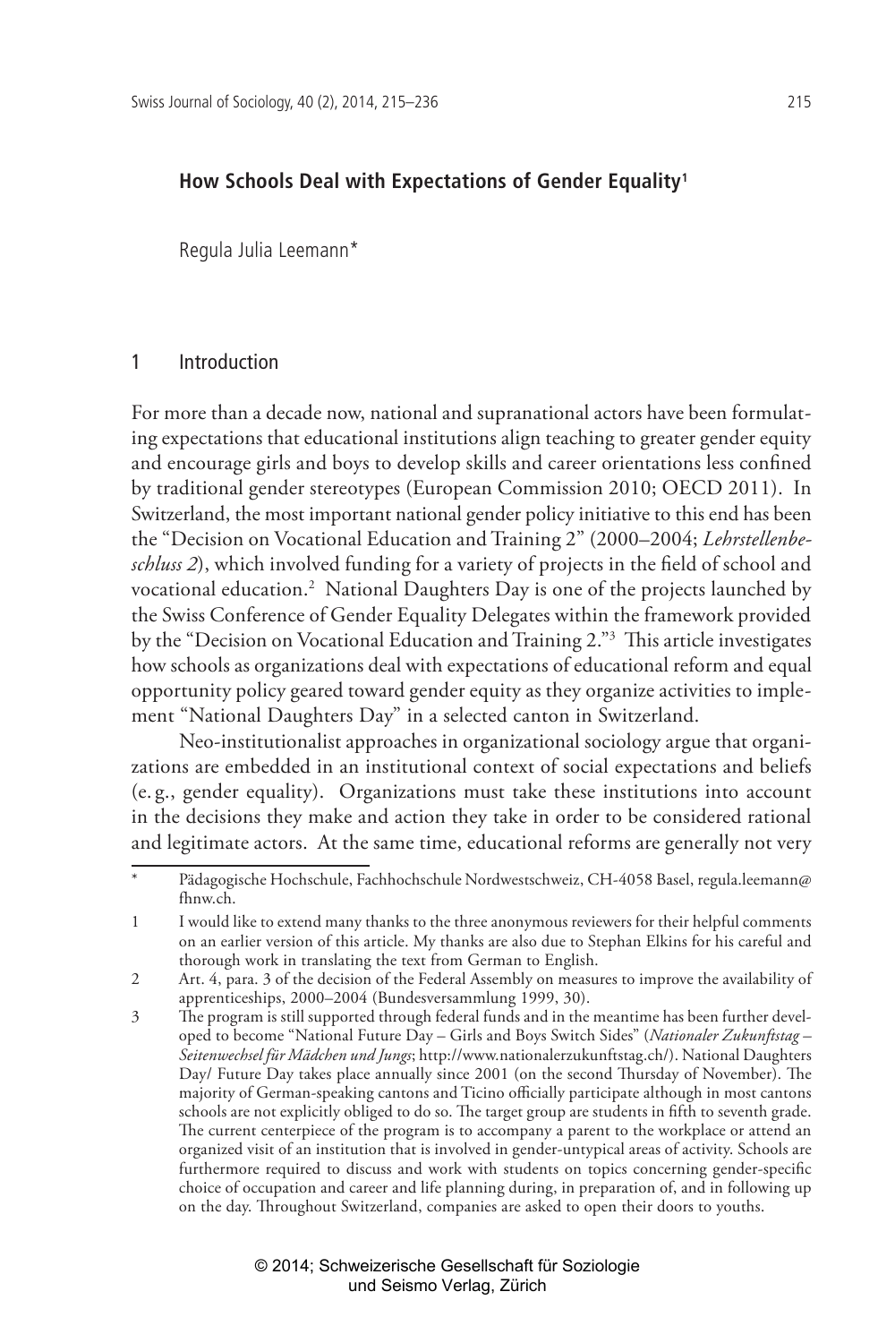# How Schools Deal with Expectations of Gender Equality[1]

Regula Julia Leemann*

## 1 Introduction

For more than a decade now, national and supranational actors have been formulating expectations that educational institutions align teaching to greater gender equity and encourage girls and boys to develop skills and career orientations less confined by traditional gender stereotypes (European Commission 2010; OECD 2011). In Switzerland, the most important national gender policy initiative to this end has been the "Decision on Vocational Education and Training 2" (2000–2004; *Lehrstellenbeschluss 2*), which involved funding for a variety of projects in the field of school and vocational education.[2] National Daughters Day is one of the projects launched by the Swiss Conference of Gender Equality Delegates within the framework provided by the "Decision on Vocational Education and Training 2."[3] This article investigates how schools as organizations deal with expectations of educational reform and equal opportunity policy geared toward gender equity as they organize activities to implement "National Daughters Day" in a selected canton in Switzerland.

Neo-institutionalist approaches in organizational sociology argue that organizations are embedded in an institutional context of social expectations and beliefs (e. g., gender equality). Organizations must take these institutions into account in the decisions they make and action they take in order to be considered rational and legitimate actors. At the same time, educational reforms are generally not very

---

\* Pädagogische Hochschule, Fachhochschule Nordwestschweiz, CH-4058 Basel, regula.leemann@fhnw.ch.

1 I would like to extend many thanks to the three anonymous reviewers for their helpful comments on an earlier version of this article. My thanks are also due to Stephan Elkins for his careful and thorough work in translating the text from German to English.

2 Art. 4, para. 3 of the decision of the Federal Assembly on measures to improve the availability of apprenticeships, 2000–2004 (Bundesversammlung 1999, 30).

3 The program is still supported through federal funds and in the meantime has been further developed to become "National Future Day – Girls and Boys Switch Sides" (*Nationaler Zukunftstag – Seitenwechsel für Mädchen und Jungs*; http://www.nationalerzukunftstag.ch/). National Daughters Day/ Future Day takes place annually since 2001 (on the second Thursday of November). The majority of German-speaking cantons and Ticino officially participate although in most cantons schools are not explicitly obliged to do so. The target group are students in fifth to seventh grade. The current centerpiece of the program is to accompany a parent to the workplace or attend an organized visit of an institution that is involved in gender-untypical areas of activity. Schools are furthermore required to discuss and work with students on topics concerning gender-specific choice of occupation and career and life planning during, in preparation of, and in following up on the day. Throughout Switzerland, companies are asked to open their doors to youths.

© 2014; Schweizerische Gesellschaft für Soziologie und Seismo Verlag, Zürich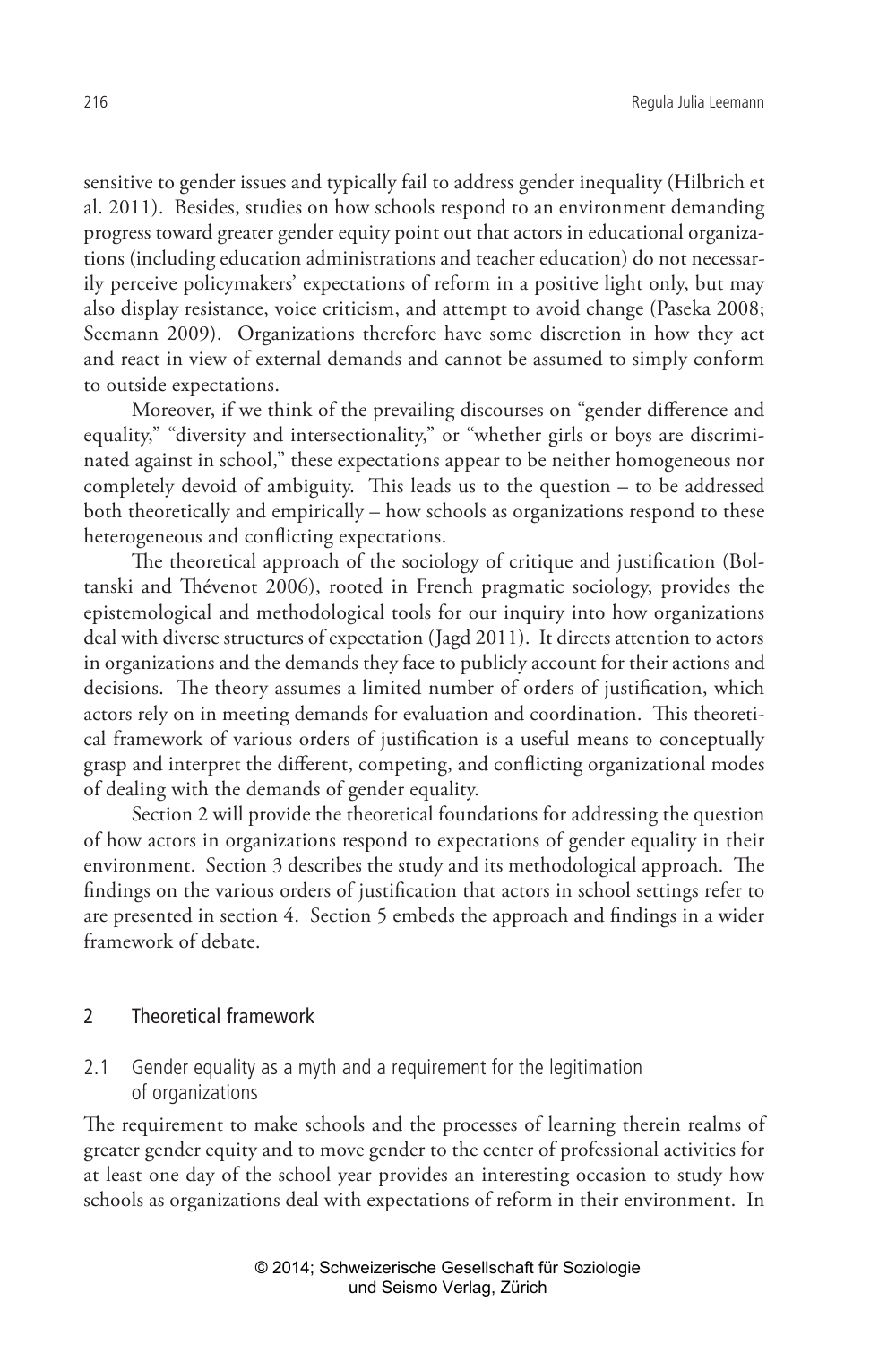sensitive to gender issues and typically fail to address gender inequality (Hilbrich et al. 2011). Besides, studies on how schools respond to an environment demanding progress toward greater gender equity point out that actors in educational organizations (including education administrations and teacher education) do not necessarily perceive policymakers' expectations of reform in a positive light only, but may also display resistance, voice criticism, and attempt to avoid change (Paseka 2008; Seemann 2009). Organizations therefore have some discretion in how they act and react in view of external demands and cannot be assumed to simply conform to outside expectations.

Moreover, if we think of the prevailing discourses on "gender difference and equality," "diversity and intersectionality," or "whether girls or boys are discriminated against in school," these expectations appear to be neither homogeneous nor completely devoid of ambiguity. This leads us to the question – to be addressed both theoretically and empirically – how schools as organizations respond to these heterogeneous and conflicting expectations.

The theoretical approach of the sociology of critique and justification (Boltanski and Thévenot 2006), rooted in French pragmatic sociology, provides the epistemological and methodological tools for our inquiry into how organizations deal with diverse structures of expectation (Jagd 2011). It directs attention to actors in organizations and the demands they face to publicly account for their actions and decisions. The theory assumes a limited number of orders of justification, which actors rely on in meeting demands for evaluation and coordination. This theoretical framework of various orders of justification is a useful means to conceptually grasp and interpret the different, competing, and conflicting organizational modes of dealing with the demands of gender equality.

Section 2 will provide the theoretical foundations for addressing the question of how actors in organizations respond to expectations of gender equality in their environment. Section 3 describes the study and its methodological approach. The findings on the various orders of justification that actors in school settings refer to are presented in section 4. Section 5 embeds the approach and findings in a wider framework of debate.

## 2 Theoretical framework

### 2.1 Gender equality as a myth and a requirement for the legitimation of organizations

The requirement to make schools and the processes of learning therein realms of greater gender equity and to move gender to the center of professional activities for at least one day of the school year provides an interesting occasion to study how schools as organizations deal with expectations of reform in their environment. In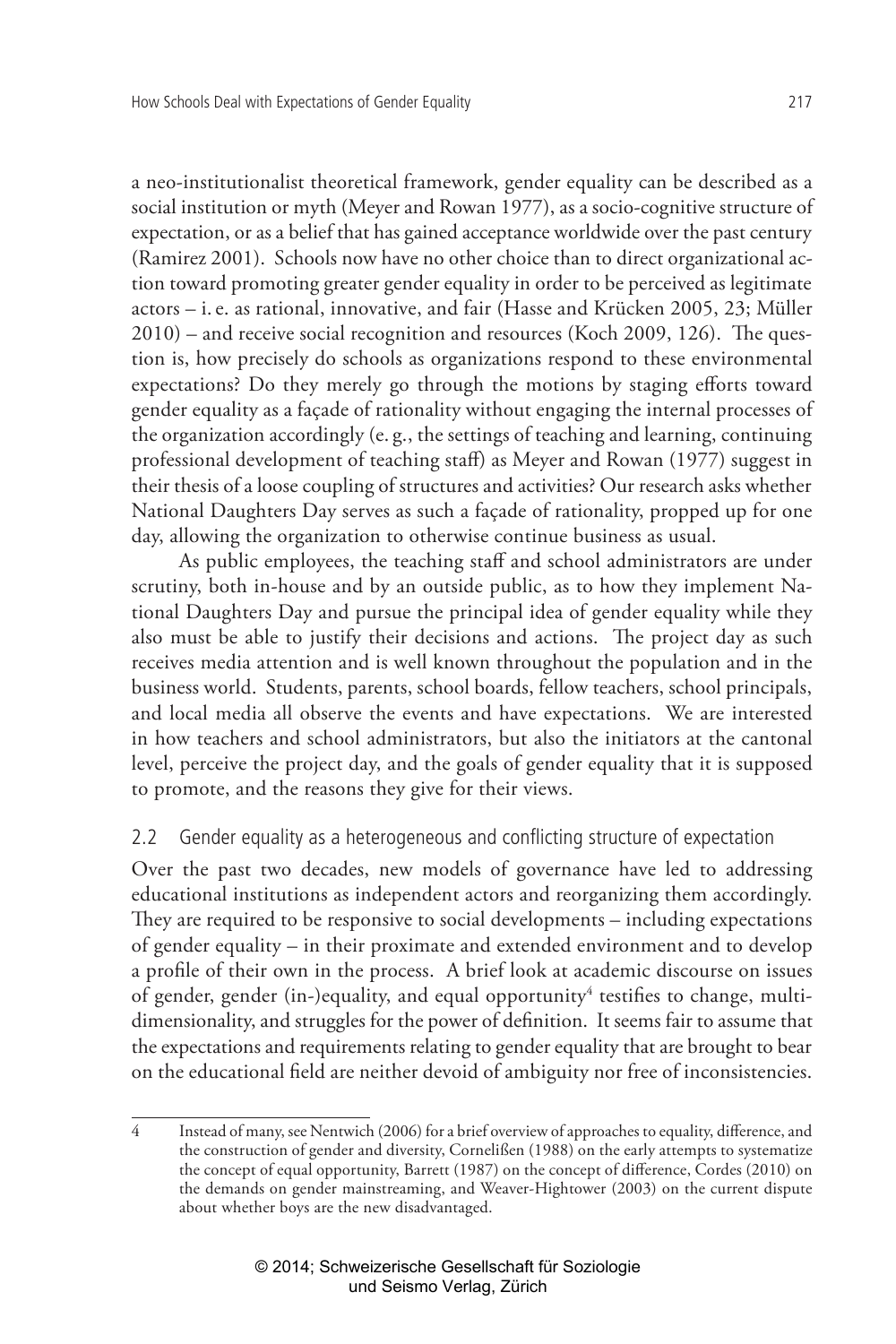a neo-institutionalist theoretical framework, gender equality can be described as a social institution or myth (Meyer and Rowan 1977), as a socio-cognitive structure of expectation, or as a belief that has gained acceptance worldwide over the past century (Ramirez 2001). Schools now have no other choice than to direct organizational action toward promoting greater gender equality in order to be perceived as legitimate actors – i. e. as rational, innovative, and fair (Hasse and Krücken 2005, 23; Müller 2010) – and receive social recognition and resources (Koch 2009, 126). The question is, how precisely do schools as organizations respond to these environmental expectations? Do they merely go through the motions by staging efforts toward gender equality as a façade of rationality without engaging the internal processes of the organization accordingly (e. g., the settings of teaching and learning, continuing professional development of teaching staff) as Meyer and Rowan (1977) suggest in their thesis of a loose coupling of structures and activities? Our research asks whether National Daughters Day serves as such a façade of rationality, propped up for one day, allowing the organization to otherwise continue business as usual.

As public employees, the teaching staff and school administrators are under scrutiny, both in-house and by an outside public, as to how they implement National Daughters Day and pursue the principal idea of gender equality while they also must be able to justify their decisions and actions. The project day as such receives media attention and is well known throughout the population and in the business world. Students, parents, school boards, fellow teachers, school principals, and local media all observe the events and have expectations. We are interested in how teachers and school administrators, but also the initiators at the cantonal level, perceive the project day, and the goals of gender equality that it is supposed to promote, and the reasons they give for their views.

### 2.2 Gender equality as a heterogeneous and conflicting structure of expectation

Over the past two decades, new models of governance have led to addressing educational institutions as independent actors and reorganizing them accordingly. They are required to be responsive to social developments – including expectations of gender equality – in their proximate and extended environment and to develop a profile of their own in the process. A brief look at academic discourse on issues of gender, gender (in-)equality, and equal opportunity[4] testifies to change, multidimensionality, and struggles for the power of definition. It seems fair to assume that the expectations and requirements relating to gender equality that are brought to bear on the educational field are neither devoid of ambiguity nor free of inconsistencies.

---

4 Instead of many, see Nentwich (2006) for a brief overview of approaches to equality, difference, and the construction of gender and diversity, Cornelißen (1988) on the early attempts to systematize the concept of equal opportunity, Barrett (1987) on the concept of difference, Cordes (2010) on the demands on gender mainstreaming, and Weaver-Hightower (2003) on the current dispute about whether boys are the new disadvantaged.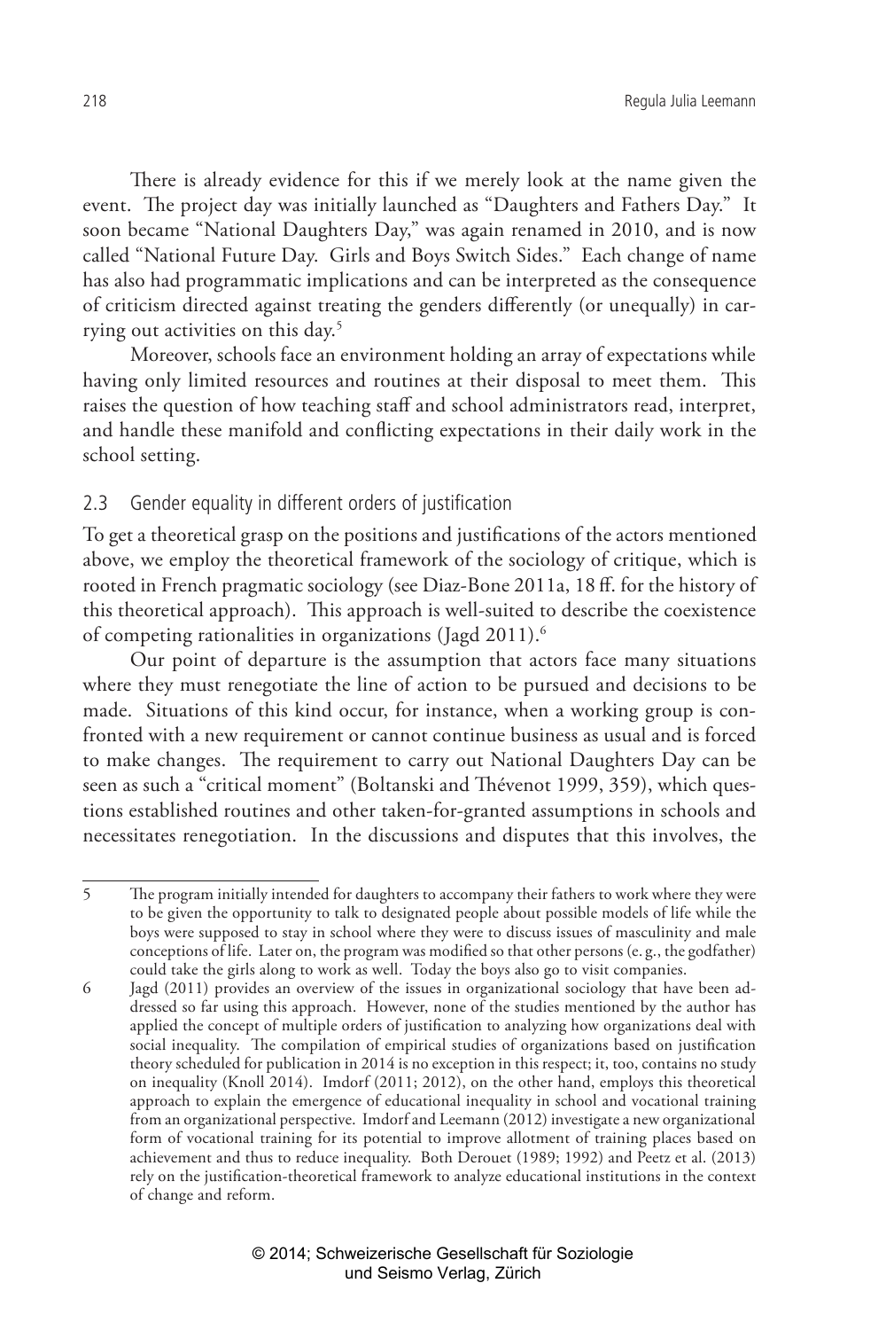There is already evidence for this if we merely look at the name given the event. The project day was initially launched as "Daughters and Fathers Day." It soon became "National Daughters Day," was again renamed in 2010, and is now called "National Future Day. Girls and Boys Switch Sides." Each change of name has also had programmatic implications and can be interpreted as the consequence of criticism directed against treating the genders differently (or unequally) in carrying out activities on this day.[5]

Moreover, schools face an environment holding an array of expectations while having only limited resources and routines at their disposal to meet them. This raises the question of how teaching staff and school administrators read, interpret, and handle these manifold and conflicting expectations in their daily work in the school setting.

### 2.3 Gender equality in different orders of justification

To get a theoretical grasp on the positions and justifications of the actors mentioned above, we employ the theoretical framework of the sociology of critique, which is rooted in French pragmatic sociology (see Diaz-Bone 2011a, 18 ff. for the history of this theoretical approach). This approach is well-suited to describe the coexistence of competing rationalities in organizations (Jagd 2011).[6]

Our point of departure is the assumption that actors face many situations where they must renegotiate the line of action to be pursued and decisions to be made. Situations of this kind occur, for instance, when a working group is confronted with a new requirement or cannot continue business as usual and is forced to make changes. The requirement to carry out National Daughters Day can be seen as such a "critical moment" (Boltanski and Thévenot 1999, 359), which questions established routines and other taken-for-granted assumptions in schools and necessitates renegotiation. In the discussions and disputes that this involves, the

---

5 The program initially intended for daughters to accompany their fathers to work where they were to be given the opportunity to talk to designated people about possible models of life while the boys were supposed to stay in school where they were to discuss issues of masculinity and male conceptions of life. Later on, the program was modified so that other persons (e. g., the godfather) could take the girls along to work as well. Today the boys also go to visit companies.

6 Jagd (2011) provides an overview of the issues in organizational sociology that have been addressed so far using this approach. However, none of the studies mentioned by the author has applied the concept of multiple orders of justification to analyzing how organizations deal with social inequality. The compilation of empirical studies of organizations based on justification theory scheduled for publication in 2014 is no exception in this respect; it, too, contains no study on inequality (Knoll 2014). Imdorf (2011; 2012), on the other hand, employs this theoretical approach to explain the emergence of educational inequality in school and vocational training from an organizational perspective. Imdorf and Leemann (2012) investigate a new organizational form of vocational training for its potential to improve allotment of training places based on achievement and thus to reduce inequality. Both Derouet (1989; 1992) and Peetz et al. (2013) rely on the justification-theoretical framework to analyze educational institutions in the context of change and reform.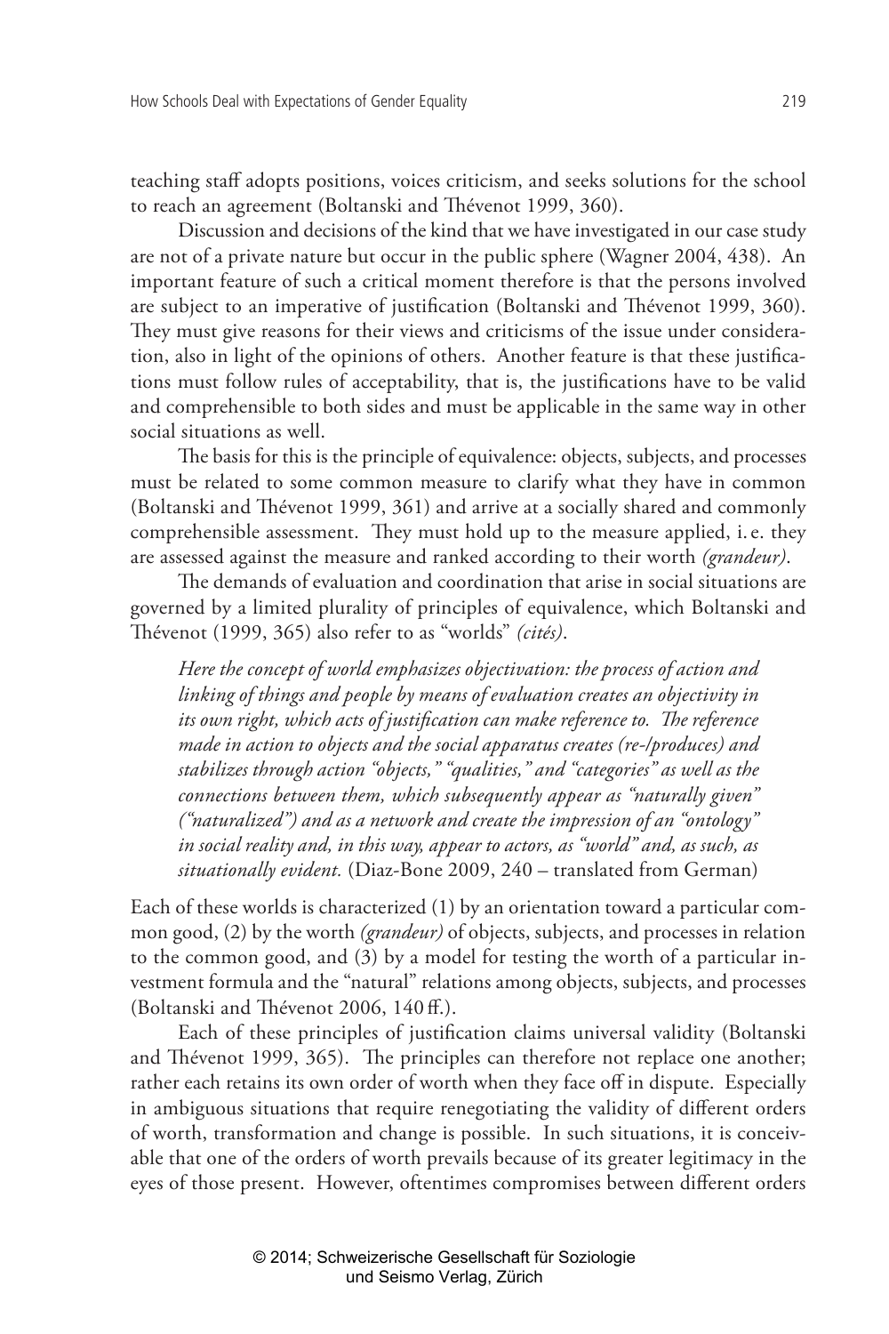teaching staff adopts positions, voices criticism, and seeks solutions for the school to reach an agreement (Boltanski and Thévenot 1999, 360).

Discussion and decisions of the kind that we have investigated in our case study are not of a private nature but occur in the public sphere (Wagner 2004, 438). An important feature of such a critical moment therefore is that the persons involved are subject to an imperative of justification (Boltanski and Thévenot 1999, 360). They must give reasons for their views and criticisms of the issue under consideration, also in light of the opinions of others. Another feature is that these justifications must follow rules of acceptability, that is, the justifications have to be valid and comprehensible to both sides and must be applicable in the same way in other social situations as well.

The basis for this is the principle of equivalence: objects, subjects, and processes must be related to some common measure to clarify what they have in common (Boltanski and Thévenot 1999, 361) and arrive at a socially shared and commonly comprehensible assessment. They must hold up to the measure applied, i. e. they are assessed against the measure and ranked according to their worth *(grandeur)*.

The demands of evaluation and coordination that arise in social situations are governed by a limited plurality of principles of equivalence, which Boltanski and Thévenot (1999, 365) also refer to as "worlds" *(cités)*.

> *Here the concept of world emphasizes objectivation: the process of action and linking of things and people by means of evaluation creates an objectivity in its own right, which acts of justification can make reference to. The reference made in action to objects and the social apparatus creates (re-/produces) and stabilizes through action "objects," "qualities," and "categories" as well as the connections between them, which subsequently appear as "naturally given" ("naturalized") and as a network and create the impression of an "ontology" in social reality and, in this way, appear to actors, as "world" and, as such, as situationally evident.* (Diaz-Bone 2009, 240 – translated from German)

Each of these worlds is characterized (1) by an orientation toward a particular common good, (2) by the worth *(grandeur)* of objects, subjects, and processes in relation to the common good, and (3) by a model for testing the worth of a particular investment formula and the "natural" relations among objects, subjects, and processes (Boltanski and Thévenot 2006, 140 ff.).

Each of these principles of justification claims universal validity (Boltanski and Thévenot 1999, 365). The principles can therefore not replace one another; rather each retains its own order of worth when they face off in dispute. Especially in ambiguous situations that require renegotiating the validity of different orders of worth, transformation and change is possible. In such situations, it is conceivable that one of the orders of worth prevails because of its greater legitimacy in the eyes of those present. However, oftentimes compromises between different orders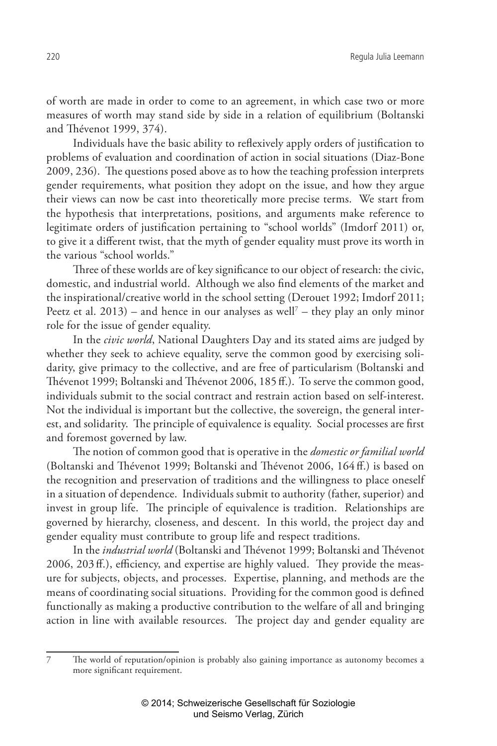of worth are made in order to come to an agreement, in which case two or more measures of worth may stand side by side in a relation of equilibrium (Boltanski and Thévenot 1999, 374).

Individuals have the basic ability to reflexively apply orders of justification to problems of evaluation and coordination of action in social situations (Diaz-Bone 2009, 236). The questions posed above as to how the teaching profession interprets gender requirements, what position they adopt on the issue, and how they argue their views can now be cast into theoretically more precise terms. We start from the hypothesis that interpretations, positions, and arguments make reference to legitimate orders of justification pertaining to "school worlds" (Imdorf 2011) or, to give it a different twist, that the myth of gender equality must prove its worth in the various "school worlds."

Three of these worlds are of key significance to our object of research: the civic, domestic, and industrial world. Although we also find elements of the market and the inspirational/creative world in the school setting (Derouet 1992; Imdorf 2011; Peetz et al. 2013) – and hence in our analyses as well[7] – they play an only minor role for the issue of gender equality.

In the *civic world*, National Daughters Day and its stated aims are judged by whether they seek to achieve equality, serve the common good by exercising solidarity, give primacy to the collective, and are free of particularism (Boltanski and Thévenot 1999; Boltanski and Thévenot 2006, 185 ff.). To serve the common good, individuals submit to the social contract and restrain action based on self-interest. Not the individual is important but the collective, the sovereign, the general interest, and solidarity. The principle of equivalence is equality. Social processes are first and foremost governed by law.

The notion of common good that is operative in the *domestic or familial world* (Boltanski and Thévenot 1999; Boltanski and Thévenot 2006, 164 ff.) is based on the recognition and preservation of traditions and the willingness to place oneself in a situation of dependence. Individuals submit to authority (father, superior) and invest in group life. The principle of equivalence is tradition. Relationships are governed by hierarchy, closeness, and descent. In this world, the project day and gender equality must contribute to group life and respect traditions.

In the *industrial world* (Boltanski and Thévenot 1999; Boltanski and Thévenot 2006, 203 ff.), efficiency, and expertise are highly valued. They provide the measure for subjects, objects, and processes. Expertise, planning, and methods are the means of coordinating social situations. Providing for the common good is defined functionally as making a productive contribution to the welfare of all and bringing action in line with available resources. The project day and gender equality are

---

7 The world of reputation/opinion is probably also gaining importance as autonomy becomes a more significant requirement.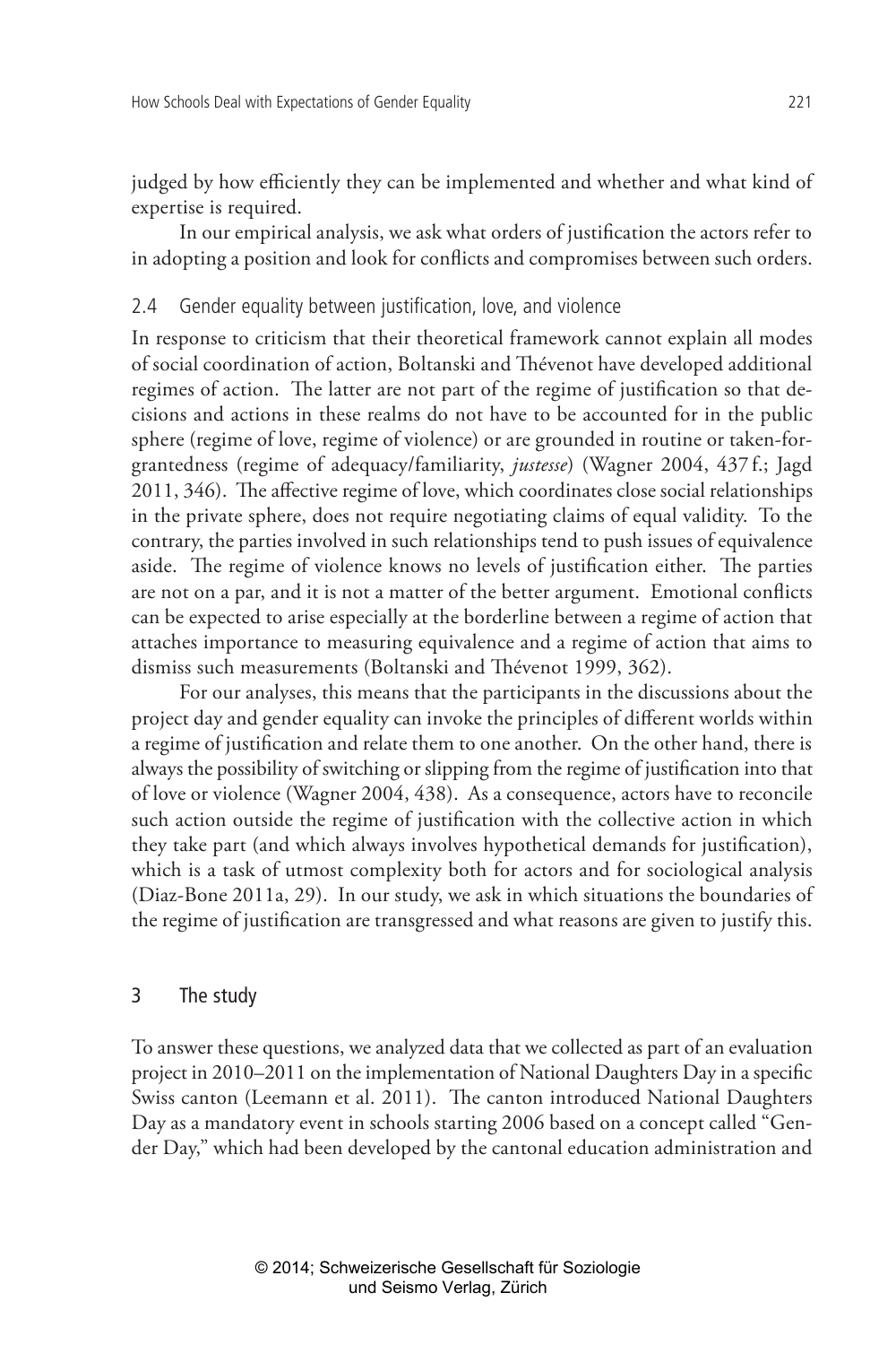judged by how efficiently they can be implemented and whether and what kind of expertise is required.

In our empirical analysis, we ask what orders of justification the actors refer to in adopting a position and look for conflicts and compromises between such orders.

### 2.4 Gender equality between justification, love, and violence

In response to criticism that their theoretical framework cannot explain all modes of social coordination of action, Boltanski and Thévenot have developed additional regimes of action. The latter are not part of the regime of justification so that decisions and actions in these realms do not have to be accounted for in the public sphere (regime of love, regime of violence) or are grounded in routine or taken-for-grantedness (regime of adequacy/familiarity, *justesse*) (Wagner 2004, 437 f.; Jagd 2011, 346). The affective regime of love, which coordinates close social relationships in the private sphere, does not require negotiating claims of equal validity. To the contrary, the parties involved in such relationships tend to push issues of equivalence aside. The regime of violence knows no levels of justification either. The parties are not on a par, and it is not a matter of the better argument. Emotional conflicts can be expected to arise especially at the borderline between a regime of action that attaches importance to measuring equivalence and a regime of action that aims to dismiss such measurements (Boltanski and Thévenot 1999, 362).

For our analyses, this means that the participants in the discussions about the project day and gender equality can invoke the principles of different worlds within a regime of justification and relate them to one another. On the other hand, there is always the possibility of switching or slipping from the regime of justification into that of love or violence (Wagner 2004, 438). As a consequence, actors have to reconcile such action outside the regime of justification with the collective action in which they take part (and which always involves hypothetical demands for justification), which is a task of utmost complexity both for actors and for sociological analysis (Diaz-Bone 2011a, 29). In our study, we ask in which situations the boundaries of the regime of justification are transgressed and what reasons are given to justify this.

## 3 The study

To answer these questions, we analyzed data that we collected as part of an evaluation project in 2010–2011 on the implementation of National Daughters Day in a specific Swiss canton (Leemann et al. 2011). The canton introduced National Daughters Day as a mandatory event in schools starting 2006 based on a concept called "Gender Day," which had been developed by the cantonal education administration and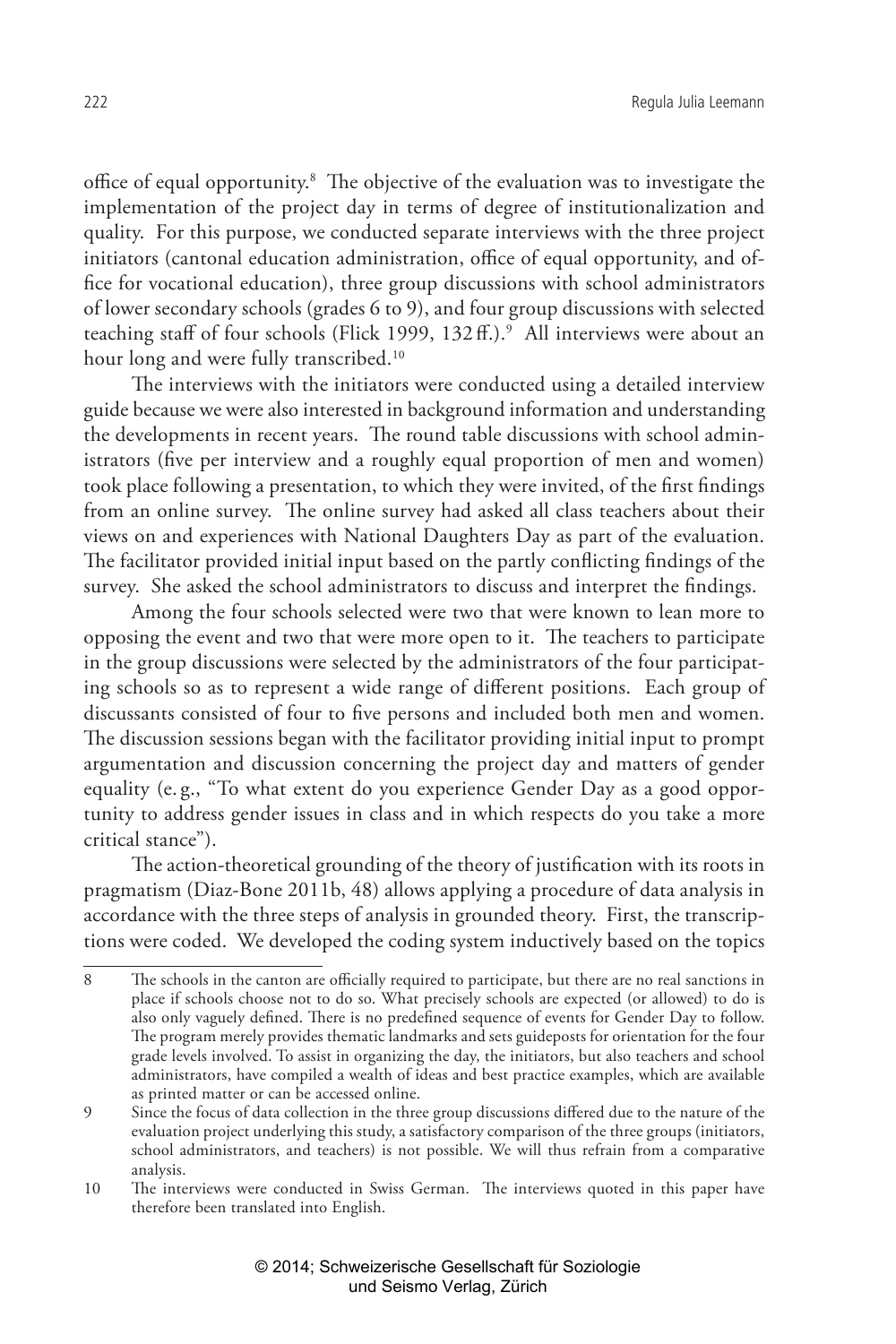office of equal opportunity.[8] The objective of the evaluation was to investigate the implementation of the project day in terms of degree of institutionalization and quality. For this purpose, we conducted separate interviews with the three project initiators (cantonal education administration, office of equal opportunity, and office for vocational education), three group discussions with school administrators of lower secondary schools (grades 6 to 9), and four group discussions with selected teaching staff of four schools (Flick 1999, 132 ff.).[9] All interviews were about an hour long and were fully transcribed.[10]

The interviews with the initiators were conducted using a detailed interview guide because we were also interested in background information and understanding the developments in recent years. The round table discussions with school administrators (five per interview and a roughly equal proportion of men and women) took place following a presentation, to which they were invited, of the first findings from an online survey. The online survey had asked all class teachers about their views on and experiences with National Daughters Day as part of the evaluation. The facilitator provided initial input based on the partly conflicting findings of the survey. She asked the school administrators to discuss and interpret the findings.

Among the four schools selected were two that were known to lean more to opposing the event and two that were more open to it. The teachers to participate in the group discussions were selected by the administrators of the four participating schools so as to represent a wide range of different positions. Each group of discussants consisted of four to five persons and included both men and women. The discussion sessions began with the facilitator providing initial input to prompt argumentation and discussion concerning the project day and matters of gender equality (e. g., "To what extent do you experience Gender Day as a good opportunity to address gender issues in class and in which respects do you take a more critical stance").

The action-theoretical grounding of the theory of justification with its roots in pragmatism (Diaz-Bone 2011b, 48) allows applying a procedure of data analysis in accordance with the three steps of analysis in grounded theory. First, the transcriptions were coded. We developed the coding system inductively based on the topics

---

8 The schools in the canton are officially required to participate, but there are no real sanctions in place if schools choose not to do so. What precisely schools are expected (or allowed) to do is also only vaguely defined. There is no predefined sequence of events for Gender Day to follow. The program merely provides thematic landmarks and sets guideposts for orientation for the four grade levels involved. To assist in organizing the day, the initiators, but also teachers and school administrators, have compiled a wealth of ideas and best practice examples, which are available as printed matter or can be accessed online.

9 Since the focus of data collection in the three group discussions differed due to the nature of the evaluation project underlying this study, a satisfactory comparison of the three groups (initiators, school administrators, and teachers) is not possible. We will thus refrain from a comparative analysis.

10 The interviews were conducted in Swiss German. The interviews quoted in this paper have therefore been translated into English.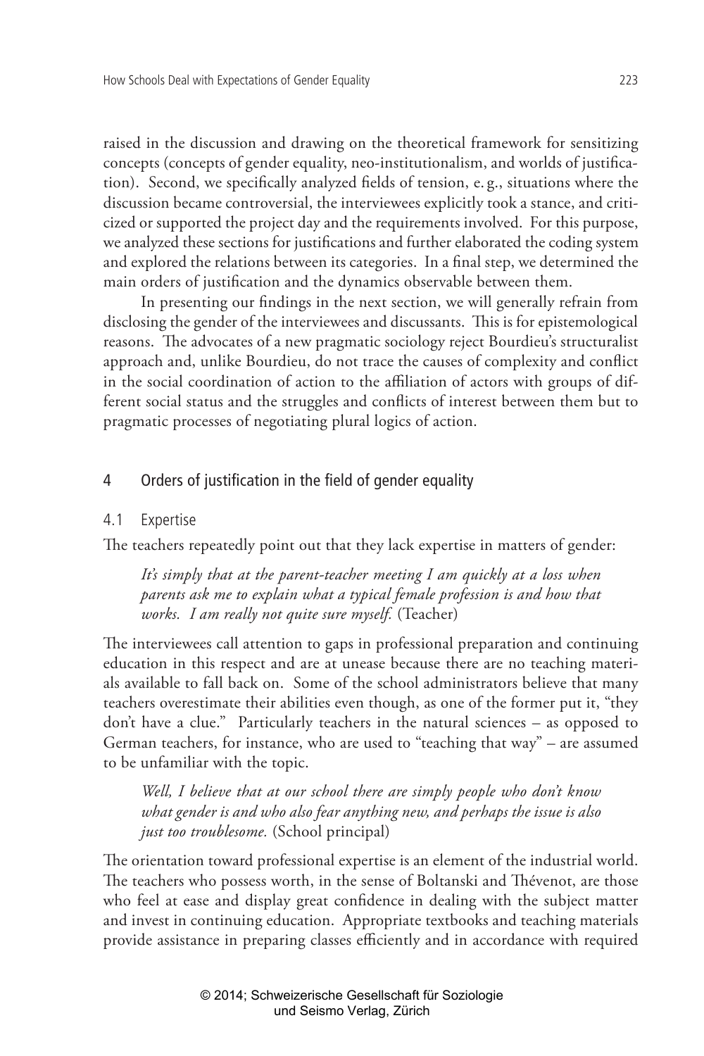raised in the discussion and drawing on the theoretical framework for sensitizing concepts (concepts of gender equality, neo-institutionalism, and worlds of justification). Second, we specifically analyzed fields of tension, e. g., situations where the discussion became controversial, the interviewees explicitly took a stance, and criticized or supported the project day and the requirements involved. For this purpose, we analyzed these sections for justifications and further elaborated the coding system and explored the relations between its categories. In a final step, we determined the main orders of justification and the dynamics observable between them.

In presenting our findings in the next section, we will generally refrain from disclosing the gender of the interviewees and discussants. This is for epistemological reasons. The advocates of a new pragmatic sociology reject Bourdieu's structuralist approach and, unlike Bourdieu, do not trace the causes of complexity and conflict in the social coordination of action to the affiliation of actors with groups of different social status and the struggles and conflicts of interest between them but to pragmatic processes of negotiating plural logics of action.

## 4 Orders of justification in the field of gender equality

### 4.1 Expertise

The teachers repeatedly point out that they lack expertise in matters of gender:

> *It's simply that at the parent-teacher meeting I am quickly at a loss when parents ask me to explain what a typical female profession is and how that works. I am really not quite sure myself.* (Teacher)

The interviewees call attention to gaps in professional preparation and continuing education in this respect and are at unease because there are no teaching materials available to fall back on. Some of the school administrators believe that many teachers overestimate their abilities even though, as one of the former put it, "they don't have a clue." Particularly teachers in the natural sciences – as opposed to German teachers, for instance, who are used to "teaching that way" – are assumed to be unfamiliar with the topic.

> *Well, I believe that at our school there are simply people who don't know what gender is and who also fear anything new, and perhaps the issue is also just too troublesome.* (School principal)

The orientation toward professional expertise is an element of the industrial world. The teachers who possess worth, in the sense of Boltanski and Thévenot, are those who feel at ease and display great confidence in dealing with the subject matter and invest in continuing education. Appropriate textbooks and teaching materials provide assistance in preparing classes efficiently and in accordance with required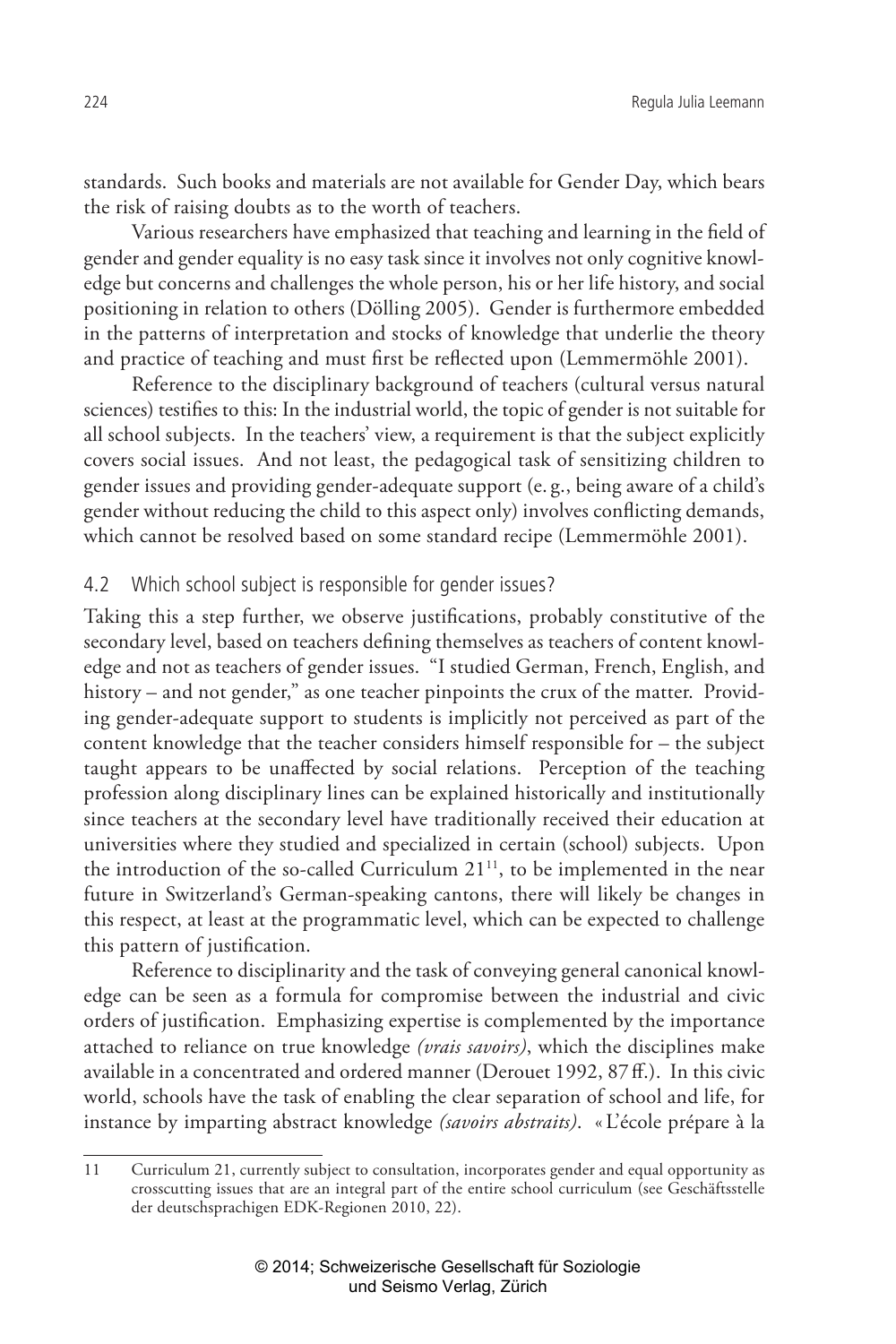standards. Such books and materials are not available for Gender Day, which bears the risk of raising doubts as to the worth of teachers.

Various researchers have emphasized that teaching and learning in the field of gender and gender equality is no easy task since it involves not only cognitive knowledge but concerns and challenges the whole person, his or her life history, and social positioning in relation to others (Dölling 2005). Gender is furthermore embedded in the patterns of interpretation and stocks of knowledge that underlie the theory and practice of teaching and must first be reflected upon (Lemmermöhle 2001).

Reference to the disciplinary background of teachers (cultural versus natural sciences) testifies to this: In the industrial world, the topic of gender is not suitable for all school subjects. In the teachers' view, a requirement is that the subject explicitly covers social issues. And not least, the pedagogical task of sensitizing children to gender issues and providing gender-adequate support (e.g., being aware of a child's gender without reducing the child to this aspect only) involves conflicting demands, which cannot be resolved based on some standard recipe (Lemmermöhle 2001).

### 4.2 Which school subject is responsible for gender issues?

Taking this a step further, we observe justifications, probably constitutive of the secondary level, based on teachers defining themselves as teachers of content knowledge and not as teachers of gender issues. "I studied German, French, English, and history – and not gender," as one teacher pinpoints the crux of the matter. Providing gender-adequate support to students is implicitly not perceived as part of the content knowledge that the teacher considers himself responsible for – the subject taught appears to be unaffected by social relations. Perception of the teaching profession along disciplinary lines can be explained historically and institutionally since teachers at the secondary level have traditionally received their education at universities where they studied and specialized in certain (school) subjects. Upon the introduction of the so-called Curriculum 21[11], to be implemented in the near future in Switzerland's German-speaking cantons, there will likely be changes in this respect, at least at the programmatic level, which can be expected to challenge this pattern of justification.

Reference to disciplinarity and the task of conveying general canonical knowledge can be seen as a formula for compromise between the industrial and civic orders of justification. Emphasizing expertise is complemented by the importance attached to reliance on true knowledge *(vrais savoirs)*, which the disciplines make available in a concentrated and ordered manner (Derouet 1992, 87 ff.). In this civic world, schools have the task of enabling the clear separation of school and life, for instance by imparting abstract knowledge *(savoirs abstraits)*. « L'école prépare à la

---

11 Curriculum 21, currently subject to consultation, incorporates gender and equal opportunity as crosscutting issues that are an integral part of the entire school curriculum (see Geschäftsstelle der deutschsprachigen EDK-Regionen 2010, 22).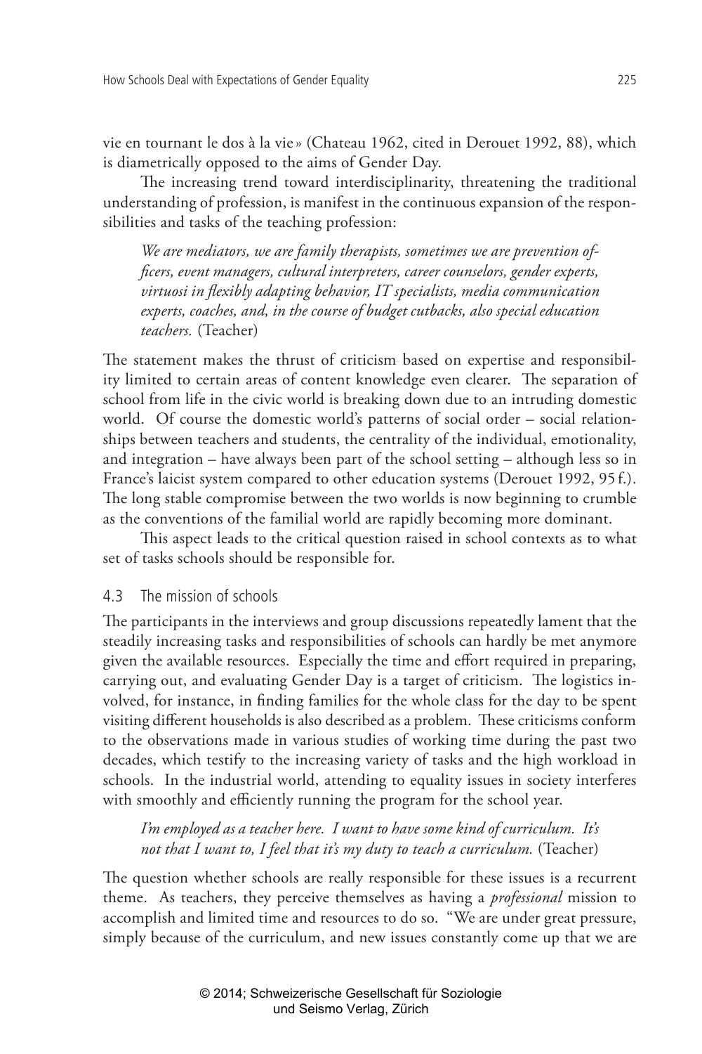vie en tournant le dos à la vie» (Chateau 1962, cited in Derouet 1992, 88), which is diametrically opposed to the aims of Gender Day.

The increasing trend toward interdisciplinarity, threatening the traditional understanding of profession, is manifest in the continuous expansion of the responsibilities and tasks of the teaching profession:

> *We are mediators, we are family therapists, sometimes we are prevention officers, event managers, cultural interpreters, career counselors, gender experts, virtuosi in flexibly adapting behavior, IT specialists, media communication experts, coaches, and, in the course of budget cutbacks, also special education teachers.* (Teacher)

The statement makes the thrust of criticism based on expertise and responsibility limited to certain areas of content knowledge even clearer. The separation of school from life in the civic world is breaking down due to an intruding domestic world. Of course the domestic world's patterns of social order – social relationships between teachers and students, the centrality of the individual, emotionality, and integration – have always been part of the school setting – although less so in France's laicist system compared to other education systems (Derouet 1992, 95 f.). The long stable compromise between the two worlds is now beginning to crumble as the conventions of the familial world are rapidly becoming more dominant.

This aspect leads to the critical question raised in school contexts as to what set of tasks schools should be responsible for.

### 4.3 The mission of schools

The participants in the interviews and group discussions repeatedly lament that the steadily increasing tasks and responsibilities of schools can hardly be met anymore given the available resources. Especially the time and effort required in preparing, carrying out, and evaluating Gender Day is a target of criticism. The logistics involved, for instance, in finding families for the whole class for the day to be spent visiting different households is also described as a problem. These criticisms conform to the observations made in various studies of working time during the past two decades, which testify to the increasing variety of tasks and the high workload in schools. In the industrial world, attending to equality issues in society interferes with smoothly and efficiently running the program for the school year.

> *I'm employed as a teacher here. I want to have some kind of curriculum. It's not that I want to, I feel that it's my duty to teach a curriculum.* (Teacher)

The question whether schools are really responsible for these issues is a recurrent theme. As teachers, they perceive themselves as having a *professional* mission to accomplish and limited time and resources to do so. "We are under great pressure, simply because of the curriculum, and new issues constantly come up that we are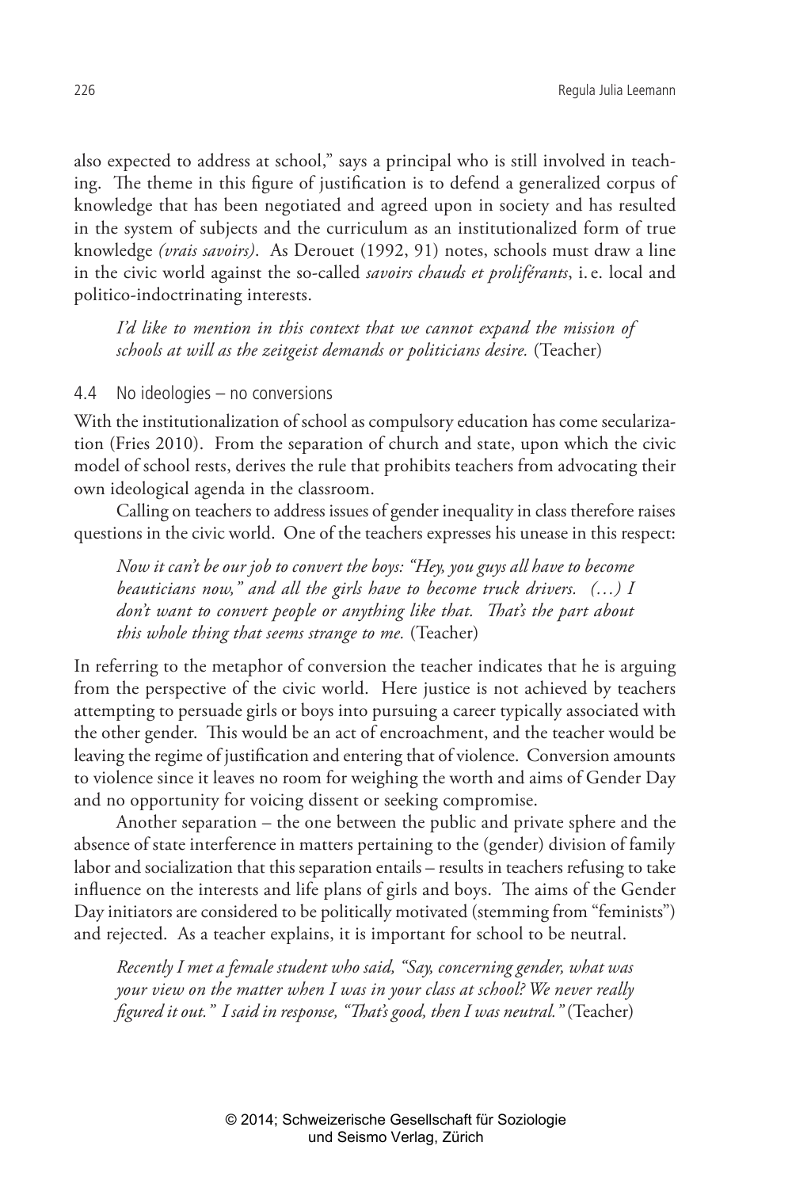also expected to address at school," says a principal who is still involved in teaching. The theme in this figure of justification is to defend a generalized corpus of knowledge that has been negotiated and agreed upon in society and has resulted in the system of subjects and the curriculum as an institutionalized form of true knowledge *(vrais savoirs)*. As Derouet (1992, 91) notes, schools must draw a line in the civic world against the so-called *savoirs chauds et proliférants*, i.e. local and politico-indoctrinating interests.

> *I'd like to mention in this context that we cannot expand the mission of schools at will as the zeitgeist demands or politicians desire.* (Teacher)

### 4.4 No ideologies – no conversions

With the institutionalization of school as compulsory education has come secularization (Fries 2010). From the separation of church and state, upon which the civic model of school rests, derives the rule that prohibits teachers from advocating their own ideological agenda in the classroom.

Calling on teachers to address issues of gender inequality in class therefore raises questions in the civic world. One of the teachers expresses his unease in this respect:

> *Now it can't be our job to convert the boys: "Hey, you guys all have to become beauticians now," and all the girls have to become truck drivers. (…) I don't want to convert people or anything like that. That's the part about this whole thing that seems strange to me.* (Teacher)

In referring to the metaphor of conversion the teacher indicates that he is arguing from the perspective of the civic world. Here justice is not achieved by teachers attempting to persuade girls or boys into pursuing a career typically associated with the other gender. This would be an act of encroachment, and the teacher would be leaving the regime of justification and entering that of violence. Conversion amounts to violence since it leaves no room for weighing the worth and aims of Gender Day and no opportunity for voicing dissent or seeking compromise.

Another separation – the one between the public and private sphere and the absence of state interference in matters pertaining to the (gender) division of family labor and socialization that this separation entails – results in teachers refusing to take influence on the interests and life plans of girls and boys. The aims of the Gender Day initiators are considered to be politically motivated (stemming from "feminists") and rejected. As a teacher explains, it is important for school to be neutral.

> *Recently I met a female student who said, "Say, concerning gender, what was your view on the matter when I was in your class at school? We never really figured it out." I said in response, "That's good, then I was neutral."* (Teacher)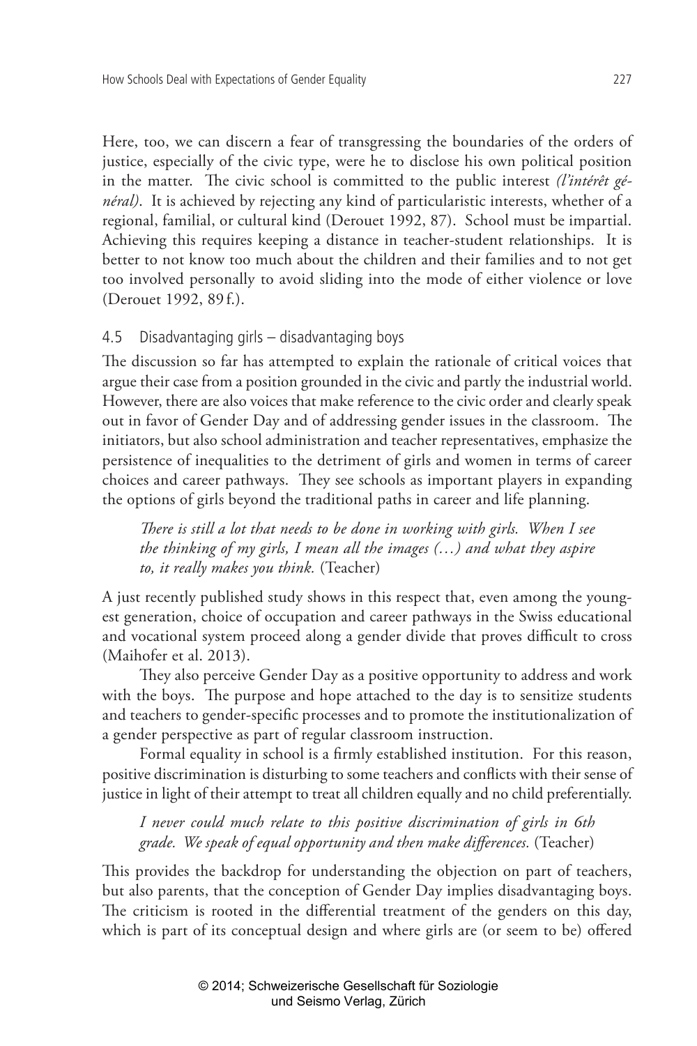Here, too, we can discern a fear of transgressing the boundaries of the orders of justice, especially of the civic type, were he to disclose his own political position in the matter. The civic school is committed to the public interest *(l'intérêt général)*. It is achieved by rejecting any kind of particularistic interests, whether of a regional, familial, or cultural kind (Derouet 1992, 87). School must be impartial. Achieving this requires keeping a distance in teacher-student relationships. It is better to not know too much about the children and their families and to not get too involved personally to avoid sliding into the mode of either violence or love (Derouet 1992, 89 f.).

### 4.5 Disadvantaging girls – disadvantaging boys

The discussion so far has attempted to explain the rationale of critical voices that argue their case from a position grounded in the civic and partly the industrial world. However, there are also voices that make reference to the civic order and clearly speak out in favor of Gender Day and of addressing gender issues in the classroom. The initiators, but also school administration and teacher representatives, emphasize the persistence of inequalities to the detriment of girls and women in terms of career choices and career pathways. They see schools as important players in expanding the options of girls beyond the traditional paths in career and life planning.

> *There is still a lot that needs to be done in working with girls. When I see the thinking of my girls, I mean all the images (…) and what they aspire to, it really makes you think.* (Teacher)

A just recently published study shows in this respect that, even among the youngest generation, choice of occupation and career pathways in the Swiss educational and vocational system proceed along a gender divide that proves difficult to cross (Maihofer et al. 2013).

They also perceive Gender Day as a positive opportunity to address and work with the boys. The purpose and hope attached to the day is to sensitize students and teachers to gender-specific processes and to promote the institutionalization of a gender perspective as part of regular classroom instruction.

Formal equality in school is a firmly established institution. For this reason, positive discrimination is disturbing to some teachers and conflicts with their sense of justice in light of their attempt to treat all children equally and no child preferentially.

> *I never could much relate to this positive discrimination of girls in 6th grade. We speak of equal opportunity and then make differences.* (Teacher)

This provides the backdrop for understanding the objection on part of teachers, but also parents, that the conception of Gender Day implies disadvantaging boys. The criticism is rooted in the differential treatment of the genders on this day, which is part of its conceptual design and where girls are (or seem to be) offered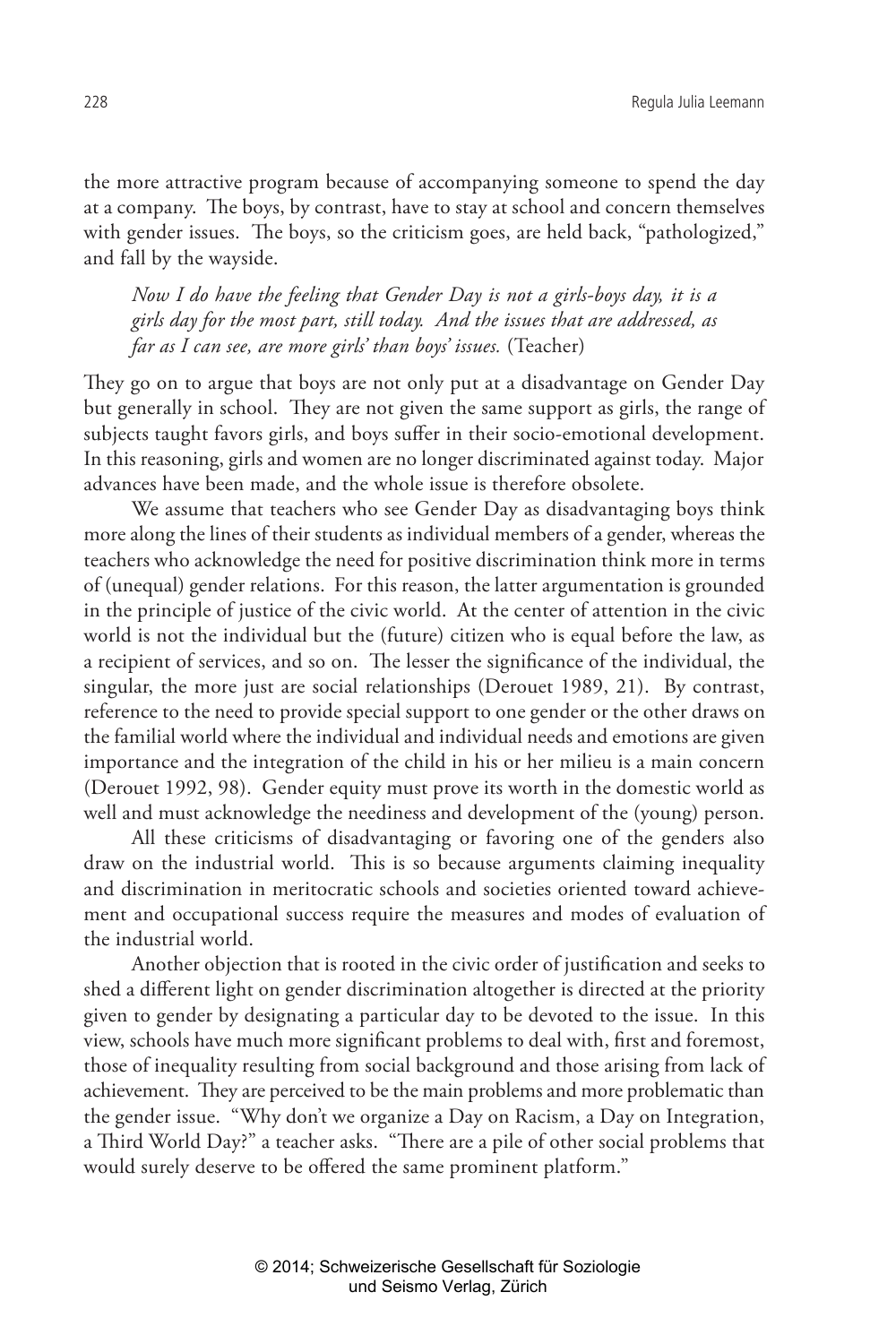the more attractive program because of accompanying someone to spend the day at a company. The boys, by contrast, have to stay at school and concern themselves with gender issues. The boys, so the criticism goes, are held back, "pathologized," and fall by the wayside.

> *Now I do have the feeling that Gender Day is not a girls-boys day, it is a girls day for the most part, still today. And the issues that are addressed, as far as I can see, are more girls' than boys' issues.* (Teacher)

They go on to argue that boys are not only put at a disadvantage on Gender Day but generally in school. They are not given the same support as girls, the range of subjects taught favors girls, and boys suffer in their socio-emotional development. In this reasoning, girls and women are no longer discriminated against today. Major advances have been made, and the whole issue is therefore obsolete.

We assume that teachers who see Gender Day as disadvantaging boys think more along the lines of their students as individual members of a gender, whereas the teachers who acknowledge the need for positive discrimination think more in terms of (unequal) gender relations. For this reason, the latter argumentation is grounded in the principle of justice of the civic world. At the center of attention in the civic world is not the individual but the (future) citizen who is equal before the law, as a recipient of services, and so on. The lesser the significance of the individual, the singular, the more just are social relationships (Derouet 1989, 21). By contrast, reference to the need to provide special support to one gender or the other draws on the familial world where the individual and individual needs and emotions are given importance and the integration of the child in his or her milieu is a main concern (Derouet 1992, 98). Gender equity must prove its worth in the domestic world as well and must acknowledge the neediness and development of the (young) person.

All these criticisms of disadvantaging or favoring one of the genders also draw on the industrial world. This is so because arguments claiming inequality and discrimination in meritocratic schools and societies oriented toward achievement and occupational success require the measures and modes of evaluation of the industrial world.

Another objection that is rooted in the civic order of justification and seeks to shed a different light on gender discrimination altogether is directed at the priority given to gender by designating a particular day to be devoted to the issue. In this view, schools have much more significant problems to deal with, first and foremost, those of inequality resulting from social background and those arising from lack of achievement. They are perceived to be the main problems and more problematic than the gender issue. "Why don't we organize a Day on Racism, a Day on Integration, a Third World Day?" a teacher asks. "There are a pile of other social problems that would surely deserve to be offered the same prominent platform."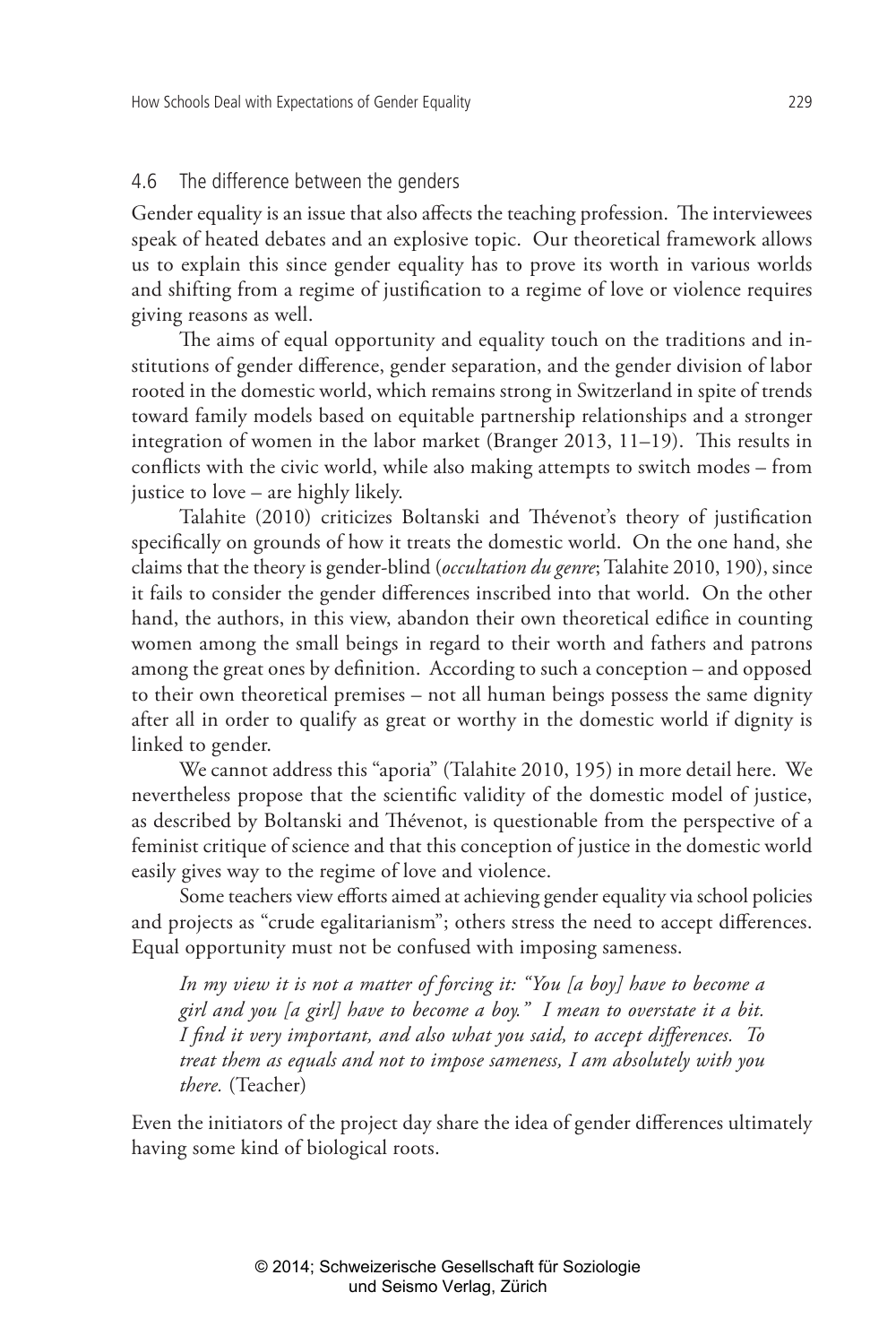## 4.6 The difference between the genders

Gender equality is an issue that also affects the teaching profession. The interviewees speak of heated debates and an explosive topic. Our theoretical framework allows us to explain this since gender equality has to prove its worth in various worlds and shifting from a regime of justification to a regime of love or violence requires giving reasons as well.

The aims of equal opportunity and equality touch on the traditions and institutions of gender difference, gender separation, and the gender division of labor rooted in the domestic world, which remains strong in Switzerland in spite of trends toward family models based on equitable partnership relationships and a stronger integration of women in the labor market (Branger 2013, 11–19). This results in conflicts with the civic world, while also making attempts to switch modes – from justice to love – are highly likely.

Talahite (2010) criticizes Boltanski and Thévenot's theory of justification specifically on grounds of how it treats the domestic world. On the one hand, she claims that the theory is gender-blind (*occultation du genre*; Talahite 2010, 190), since it fails to consider the gender differences inscribed into that world. On the other hand, the authors, in this view, abandon their own theoretical edifice in counting women among the small beings in regard to their worth and fathers and patrons among the great ones by definition. According to such a conception – and opposed to their own theoretical premises – not all human beings possess the same dignity after all in order to qualify as great or worthy in the domestic world if dignity is linked to gender.

We cannot address this "aporia" (Talahite 2010, 195) in more detail here. We nevertheless propose that the scientific validity of the domestic model of justice, as described by Boltanski and Thévenot, is questionable from the perspective of a feminist critique of science and that this conception of justice in the domestic world easily gives way to the regime of love and violence.

Some teachers view efforts aimed at achieving gender equality via school policies and projects as "crude egalitarianism"; others stress the need to accept differences. Equal opportunity must not be confused with imposing sameness.

> *In my view it is not a matter of forcing it: "You [a boy] have to become a girl and you [a girl] have to become a boy." I mean to overstate it a bit. I find it very important, and also what you said, to accept differences. To treat them as equals and not to impose sameness, I am absolutely with you there.* (Teacher)

Even the initiators of the project day share the idea of gender differences ultimately having some kind of biological roots.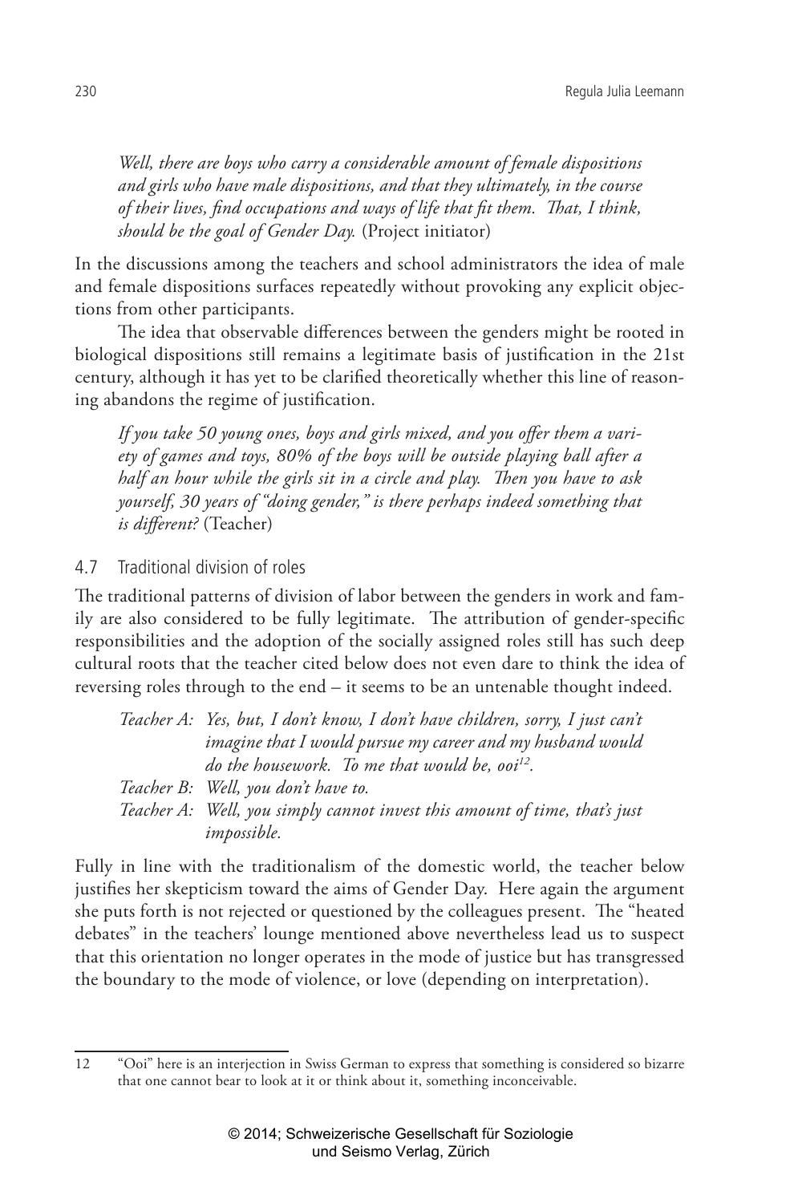*Well, there are boys who carry a considerable amount of female dispositions and girls who have male dispositions, and that they ultimately, in the course of their lives, find occupations and ways of life that fit them. That, I think, should be the goal of Gender Day.* (Project initiator)

In the discussions among the teachers and school administrators the idea of male and female dispositions surfaces repeatedly without provoking any explicit objections from other participants.

The idea that observable differences between the genders might be rooted in biological dispositions still remains a legitimate basis of justification in the 21st century, although it has yet to be clarified theoretically whether this line of reasoning abandons the regime of justification.

*If you take 50 young ones, boys and girls mixed, and you offer them a variety of games and toys, 80% of the boys will be outside playing ball after a half an hour while the girls sit in a circle and play. Then you have to ask yourself, 30 years of "doing gender," is there perhaps indeed something that is different?* (Teacher)

### 4.7 Traditional division of roles

The traditional patterns of division of labor between the genders in work and family are also considered to be fully legitimate. The attribution of gender-specific responsibilities and the adoption of the socially assigned roles still has such deep cultural roots that the teacher cited below does not even dare to think the idea of reversing roles through to the end – it seems to be an untenable thought indeed.

*Teacher A: Yes, but, I don't know, I don't have children, sorry, I just can't imagine that I would pursue my career and my husband would do the housework. To me that would be, ooi*[12]*.*

*Teacher B: Well, you don't have to.*

*Teacher A: Well, you simply cannot invest this amount of time, that's just impossible.*

Fully in line with the traditionalism of the domestic world, the teacher below justifies her skepticism toward the aims of Gender Day. Here again the argument she puts forth is not rejected or questioned by the colleagues present. The "heated debates" in the teachers' lounge mentioned above nevertheless lead us to suspect that this orientation no longer operates in the mode of justice but has transgressed the boundary to the mode of violence, or love (depending on interpretation).

---

12 "Ooi" here is an interjection in Swiss German to express that something is considered so bizarre that one cannot bear to look at it or think about it, something inconceivable.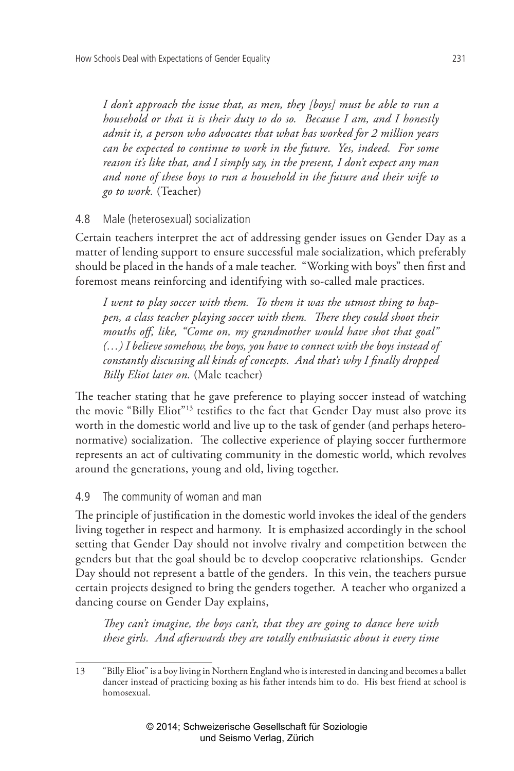*I don't approach the issue that, as men, they [boys] must be able to run a household or that it is their duty to do so. Because I am, and I honestly admit it, a person who advocates that what has worked for 2 million years can be expected to continue to work in the future. Yes, indeed. For some reason it's like that, and I simply say, in the present, I don't expect any man and none of these boys to run a household in the future and their wife to go to work.* (Teacher)

### 4.8 Male (heterosexual) socialization

Certain teachers interpret the act of addressing gender issues on Gender Day as a matter of lending support to ensure successful male socialization, which preferably should be placed in the hands of a male teacher. "Working with boys" then first and foremost means reinforcing and identifying with so-called male practices.

*I went to play soccer with them. To them it was the utmost thing to happen, a class teacher playing soccer with them. There they could shoot their mouths off, like, "Come on, my grandmother would have shot that goal" (…) I believe somehow, the boys, you have to connect with the boys instead of constantly discussing all kinds of concepts. And that's why I finally dropped Billy Eliot later on.* (Male teacher)

The teacher stating that he gave preference to playing soccer instead of watching the movie "Billy Eliot"[13] testifies to the fact that Gender Day must also prove its worth in the domestic world and live up to the task of gender (and perhaps heteronormative) socialization. The collective experience of playing soccer furthermore represents an act of cultivating community in the domestic world, which revolves around the generations, young and old, living together.

### 4.9 The community of woman and man

The principle of justification in the domestic world invokes the ideal of the genders living together in respect and harmony. It is emphasized accordingly in the school setting that Gender Day should not involve rivalry and competition between the genders but that the goal should be to develop cooperative relationships. Gender Day should not represent a battle of the genders. In this vein, the teachers pursue certain projects designed to bring the genders together. A teacher who organized a dancing course on Gender Day explains,

*They can't imagine, the boys can't, that they are going to dance here with these girls. And afterwards they are totally enthusiastic about it every time*

---

13 "Billy Eliot" is a boy living in Northern England who is interested in dancing and becomes a ballet dancer instead of practicing boxing as his father intends him to do. His best friend at school is homosexual.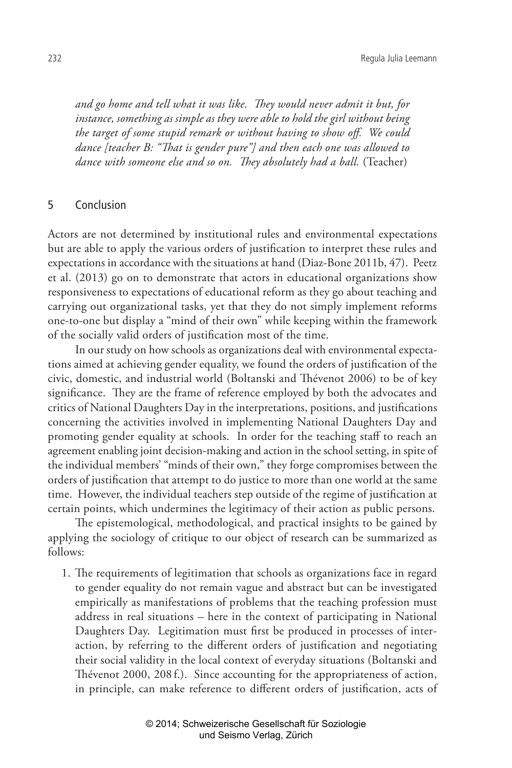*and go home and tell what it was like. They would never admit it but, for instance, something as simple as they were able to hold the girl without being the target of some stupid remark or without having to show off. We could dance [teacher B: "That is gender pure"] and then each one was allowed to dance with someone else and so on. They absolutely had a ball.* (Teacher)

## 5 Conclusion

Actors are not determined by institutional rules and environmental expectations but are able to apply the various orders of justification to interpret these rules and expectations in accordance with the situations at hand (Diaz-Bone 2011b, 47). Peetz et al. (2013) go on to demonstrate that actors in educational organizations show responsiveness to expectations of educational reform as they go about teaching and carrying out organizational tasks, yet that they do not simply implement reforms one-to-one but display a "mind of their own" while keeping within the framework of the socially valid orders of justification most of the time.

In our study on how schools as organizations deal with environmental expectations aimed at achieving gender equality, we found the orders of justification of the civic, domestic, and industrial world (Boltanski and Thévenot 2006) to be of key significance. They are the frame of reference employed by both the advocates and critics of National Daughters Day in the interpretations, positions, and justifications concerning the activities involved in implementing National Daughters Day and promoting gender equality at schools. In order for the teaching staff to reach an agreement enabling joint decision-making and action in the school setting, in spite of the individual members' "minds of their own," they forge compromises between the orders of justification that attempt to do justice to more than one world at the same time. However, the individual teachers step outside of the regime of justification at certain points, which undermines the legitimacy of their action as public persons.

The epistemological, methodological, and practical insights to be gained by applying the sociology of critique to our object of research can be summarized as follows:

1. The requirements of legitimation that schools as organizations face in regard to gender equality do not remain vague and abstract but can be investigated empirically as manifestations of problems that the teaching profession must address in real situations – here in the context of participating in National Daughters Day. Legitimation must first be produced in processes of interaction, by referring to the different orders of justification and negotiating their social validity in the local context of everyday situations (Boltanski and Thévenot 2000, 208 f.). Since accounting for the appropriateness of action, in principle, can make reference to different orders of justification, acts of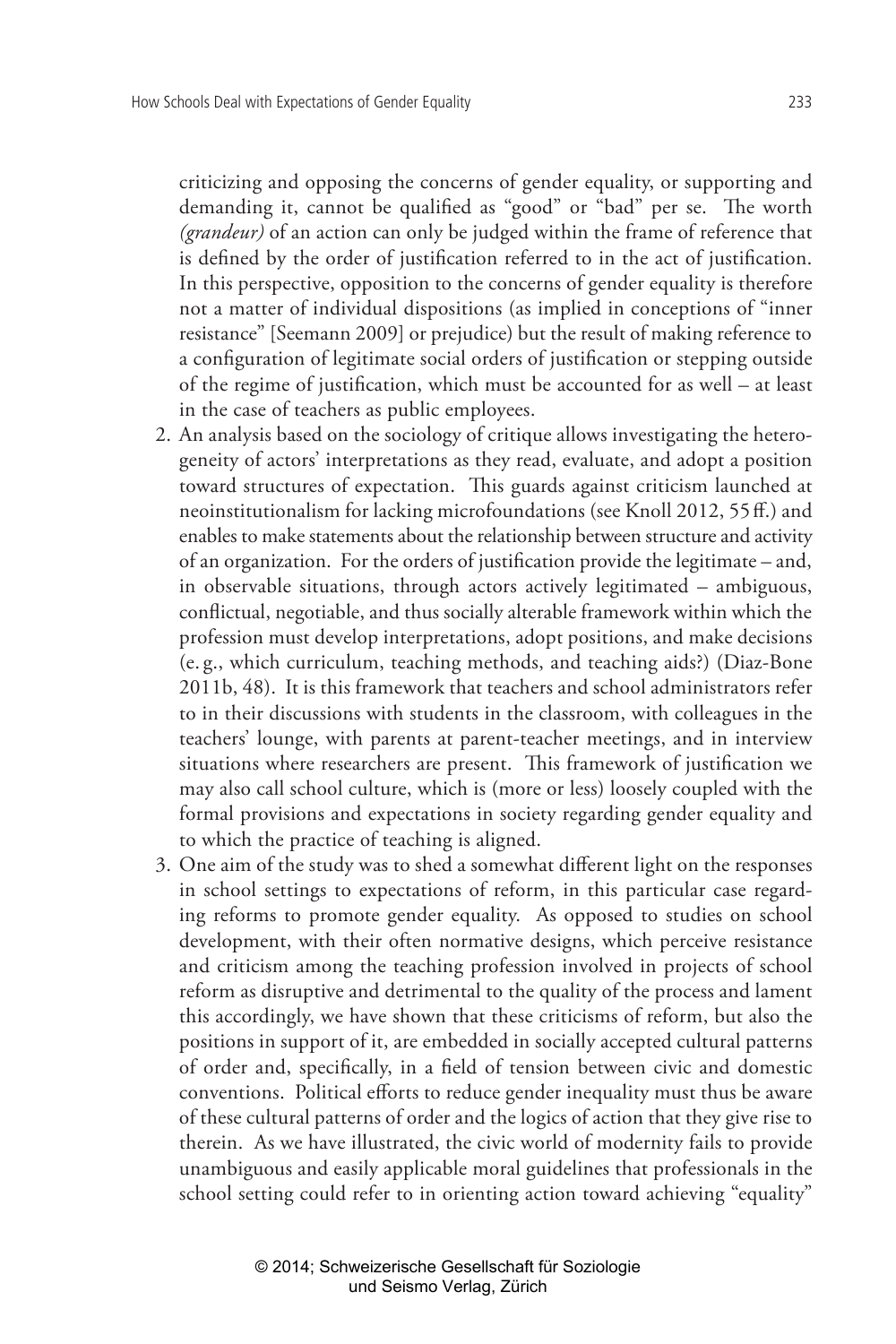criticizing and opposing the concerns of gender equality, or supporting and demanding it, cannot be qualified as "good" or "bad" per se. The worth *(grandeur)* of an action can only be judged within the frame of reference that is defined by the order of justification referred to in the act of justification. In this perspective, opposition to the concerns of gender equality is therefore not a matter of individual dispositions (as implied in conceptions of "inner resistance" [Seemann 2009] or prejudice) but the result of making reference to a configuration of legitimate social orders of justification or stepping outside of the regime of justification, which must be accounted for as well – at least in the case of teachers as public employees.

2. An analysis based on the sociology of critique allows investigating the heterogeneity of actors' interpretations as they read, evaluate, and adopt a position toward structures of expectation. This guards against criticism launched at neoinstitutionalism for lacking microfoundations (see Knoll 2012, 55 ff.) and enables to make statements about the relationship between structure and activity of an organization. For the orders of justification provide the legitimate – and, in observable situations, through actors actively legitimated – ambiguous, conflictual, negotiable, and thus socially alterable framework within which the profession must develop interpretations, adopt positions, and make decisions (e.g., which curriculum, teaching methods, and teaching aids?) (Diaz-Bone 2011b, 48). It is this framework that teachers and school administrators refer to in their discussions with students in the classroom, with colleagues in the teachers' lounge, with parents at parent-teacher meetings, and in interview situations where researchers are present. This framework of justification we may also call school culture, which is (more or less) loosely coupled with the formal provisions and expectations in society regarding gender equality and to which the practice of teaching is aligned.
3. One aim of the study was to shed a somewhat different light on the responses in school settings to expectations of reform, in this particular case regarding reforms to promote gender equality. As opposed to studies on school development, with their often normative designs, which perceive resistance and criticism among the teaching profession involved in projects of school reform as disruptive and detrimental to the quality of the process and lament this accordingly, we have shown that these criticisms of reform, but also the positions in support of it, are embedded in socially accepted cultural patterns of order and, specifically, in a field of tension between civic and domestic conventions. Political efforts to reduce gender inequality must thus be aware of these cultural patterns of order and the logics of action that they give rise to therein. As we have illustrated, the civic world of modernity fails to provide unambiguous and easily applicable moral guidelines that professionals in the school setting could refer to in orienting action toward achieving "equality"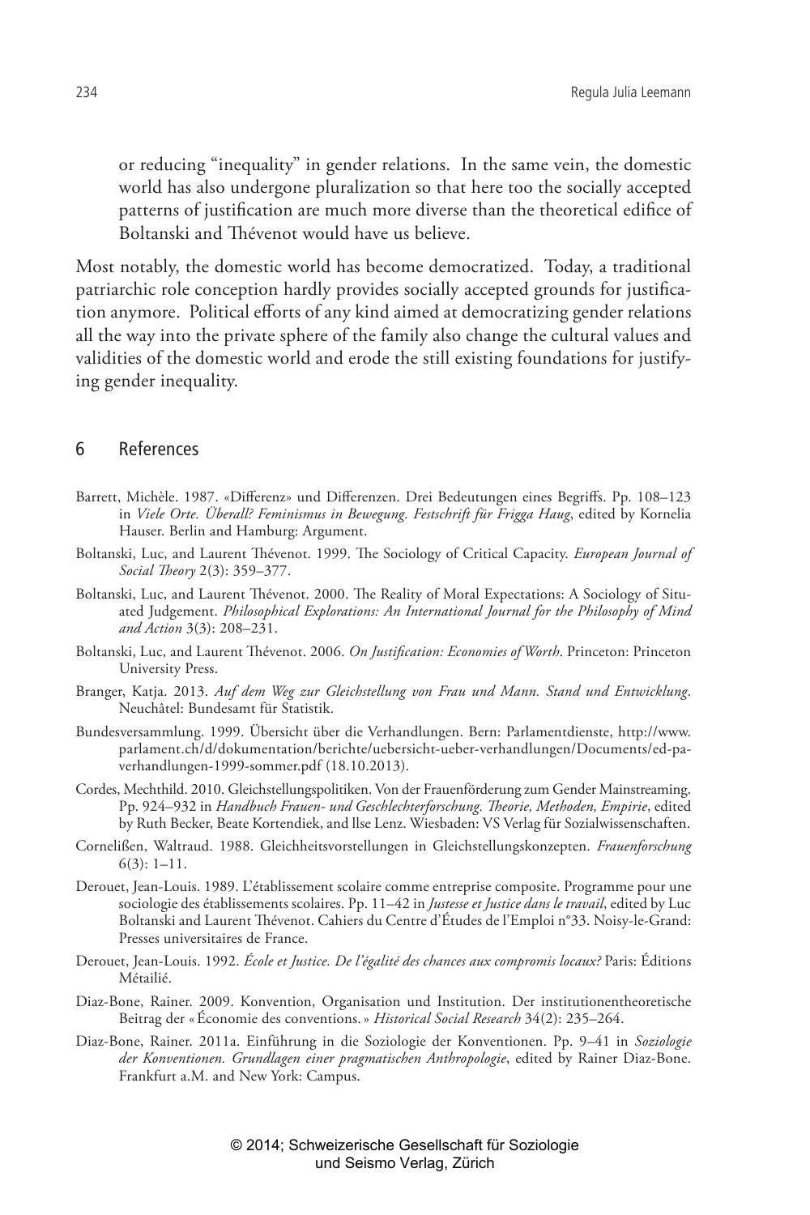or reducing "inequality" in gender relations. In the same vein, the domestic world has also undergone pluralization so that here too the socially accepted patterns of justification are much more diverse than the theoretical edifice of Boltanski and Thévenot would have us believe.

Most notably, the domestic world has become democratized. Today, a traditional patriarchic role conception hardly provides socially accepted grounds for justification anymore. Political efforts of any kind aimed at democratizing gender relations all the way into the private sphere of the family also change the cultural values and validities of the domestic world and erode the still existing foundations for justifying gender inequality.

## 6 References

Barrett, Michèle. 1987. «Differenz» und Differenzen. Drei Bedeutungen eines Begriffs. Pp. 108–123 in *Viele Orte. Überall? Feminismus in Bewegung. Festschrift für Frigga Haug*, edited by Kornelia Hauser. Berlin and Hamburg: Argument.

Boltanski, Luc, and Laurent Thévenot. 1999. The Sociology of Critical Capacity. *European Journal of Social Theory* 2(3): 359–377.

Boltanski, Luc, and Laurent Thévenot. 2000. The Reality of Moral Expectations: A Sociology of Situated Judgement. *Philosophical Explorations: An International Journal for the Philosophy of Mind and Action* 3(3): 208–231.

Boltanski, Luc, and Laurent Thévenot. 2006. *On Justification: Economies of Worth*. Princeton: Princeton University Press.

Branger, Katja. 2013. *Auf dem Weg zur Gleichstellung von Frau und Mann. Stand und Entwicklung*. Neuchâtel: Bundesamt für Statistik.

Bundesversammlung. 1999. Übersicht über die Verhandlungen. Bern: Parlamentdienste, http://www.parlament.ch/d/dokumentation/berichte/uebersicht-ueber-verhandlungen/Documents/ed-pa-verhandlungen-1999-sommer.pdf (18.10.2013).

Cordes, Mechthild. 2010. Gleichstellungspolitiken. Von der Frauenförderung zum Gender Mainstreaming. Pp. 924–932 in *Handbuch Frauen- und Geschlechterforschung. Theorie, Methoden, Empirie*, edited by Ruth Becker, Beate Kortendiek, and llse Lenz. Wiesbaden: VS Verlag für Sozialwissenschaften.

Corneließen, Waltraud. 1988. Gleichheitsvorstellungen in Gleichstellungskonzepten. *Frauenforschung* 6(3): 1–11.

Derouet, Jean-Louis. 1989. L'établissement scolaire comme entreprise composite. Programme pour une sociologie des établissements scolaires. Pp. 11–42 in *Justesse et Justice dans le travail*, edited by Luc Boltanski and Laurent Thévenot. Cahiers du Centre d'Études de l'Emploi n°33. Noisy-le-Grand: Presses universitaires de France.

Derouet, Jean-Louis. 1992. *École et Justice. De l'égalité des chances aux compromis locaux?* Paris: Éditions Métailié.

Diaz-Bone, Rainer. 2009. Konvention, Organisation und Institution. Der institutionentheoretische Beitrag der « Économie des conventions. » *Historical Social Research* 34(2): 235–264.

Diaz-Bone, Rainer. 2011a. Einführung in die Soziologie der Konventionen. Pp. 9–41 in *Soziologie der Konventionen. Grundlagen einer pragmatischen Anthropologie*, edited by Rainer Diaz-Bone. Frankfurt a.M. and New York: Campus.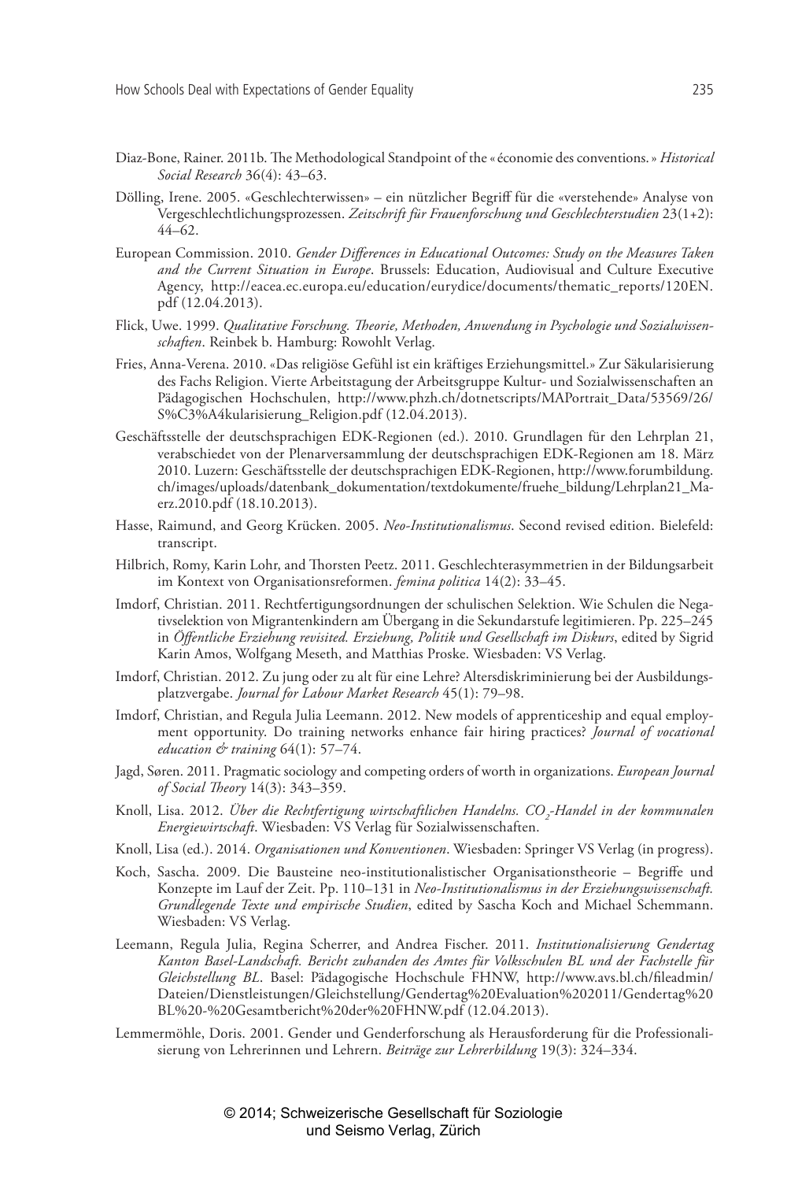Diaz-Bone, Rainer. 2011b. The Methodological Standpoint of the « économie des conventions. » *Historical Social Research* 36(4): 43–63.

Dölling, Irene. 2005. «Geschlechterwissen» – ein nützlicher Begriff für die «verstehende» Analyse von Vergeschlechtlichungsprozessen. *Zeitschrift für Frauenforschung und Geschlechterstudien* 23(1+2): 44–62.

European Commission. 2010. *Gender Differences in Educational Outcomes: Study on the Measures Taken and the Current Situation in Europe*. Brussels: Education, Audiovisual and Culture Executive Agency, http://eacea.ec.europa.eu/education/eurydice/documents/thematic_reports/120EN.pdf (12.04.2013).

Flick, Uwe. 1999. *Qualitative Forschung. Theorie, Methoden, Anwendung in Psychologie und Sozialwissenschaften*. Reinbek b. Hamburg: Rowohlt Verlag.

Fries, Anna-Verena. 2010. «Das religiöse Gefühl ist ein kräftiges Erziehungsmittel.» Zur Säkularisierung des Fachs Religion. Vierte Arbeitstagung der Arbeitsgruppe Kultur- und Sozialwissenschaften an Pädagogischen Hochschulen, http://www.phzh.ch/dotnetscripts/MAPortrait_Data/53569/26/S%C3%A4kularisierung_Religion.pdf (12.04.2013).

Geschäftsstelle der deutschsprachigen EDK-Regionen (ed.). 2010. Grundlagen für den Lehrplan 21, verabschiedet von der Plenarversammlung der deutschsprachigen EDK-Regionen am 18. März 2010. Luzern: Geschäftsstelle der deutschsprachigen EDK-Regionen, http://www.forumbildung.ch/images/uploads/datenbank_dokumentation/textdokumente/fruehe_bildung/Lehrplan21_Maerz.2010.pdf (18.10.2013).

Hasse, Raimund, and Georg Krücken. 2005. *Neo-Institutionalismus*. Second revised edition. Bielefeld: transcript.

Hilbrich, Romy, Karin Lohr, and Thorsten Peetz. 2011. Geschlechterasymmetrien in der Bildungsarbeit im Kontext von Organisationsreformen. *femina politica* 14(2): 33–45.

Imdorf, Christian. 2011. Rechtfertigungsordnungen der schulischen Selektion. Wie Schulen die Negativselektion von Migrantenkindern am Übergang in die Sekundarstufe legitimieren. Pp. 225–245 in *Öffentliche Erziehung revisited. Erziehung, Politik und Gesellschaft im Diskurs*, edited by Sigrid Karin Amos, Wolfgang Meseth, and Matthias Proske. Wiesbaden: VS Verlag.

Imdorf, Christian. 2012. Zu jung oder zu alt für eine Lehre? Altersdiskriminierung bei der Ausbildungsplatzvergabe. *Journal for Labour Market Research* 45(1): 79–98.

Imdorf, Christian, and Regula Julia Leemann. 2012. New models of apprenticeship and equal employment opportunity. Do training networks enhance fair hiring practices? *Journal of vocational education & training* 64(1): 57–74.

Jagd, Søren. 2011. Pragmatic sociology and competing orders of worth in organizations. *European Journal of Social Theory* 14(3): 343–359.

Knoll, Lisa. 2012. *Über die Rechtfertigung wirtschaftlichen Handelns. $CO_2$-Handel in der kommunalen Energiewirtschaft*. Wiesbaden: VS Verlag für Sozialwissenschaften.

Knoll, Lisa (ed.). 2014. *Organisationen und Konventionen*. Wiesbaden: Springer VS Verlag (in progress).

Koch, Sascha. 2009. Die Bausteine neo-institutionalistischer Organisationstheorie – Begriffe und Konzepte im Lauf der Zeit. Pp. 110–131 in *Neo-Institutionalismus in der Erziehungswissenschaft. Grundlegende Texte und empirische Studien*, edited by Sascha Koch and Michael Schemmann. Wiesbaden: VS Verlag.

Leemann, Regula Julia, Regina Scherrer, and Andrea Fischer. 2011. *Institutionalisierung Gendertag Kanton Basel-Landschaft. Bericht zuhanden des Amtes für Volksschulen BL und der Fachstelle für Gleichstellung BL*. Basel: Pädagogische Hochschule FHNW, http://www.avs.bl.ch/fileadmin/Dateien/Dienstleistungen/Gleichstellung/Gendertag%20Evaluation%202011/Gendertag%20BL%20-%20Gesamtbericht%20der%20FHNW.pdf (12.04.2013).

Lemmermöhle, Doris. 2001. Gender und Genderforschung als Herausforderung für die Professionalisierung von Lehrerinnen und Lehrern. *Beiträge zur Lehrerbildung* 19(3): 324–334.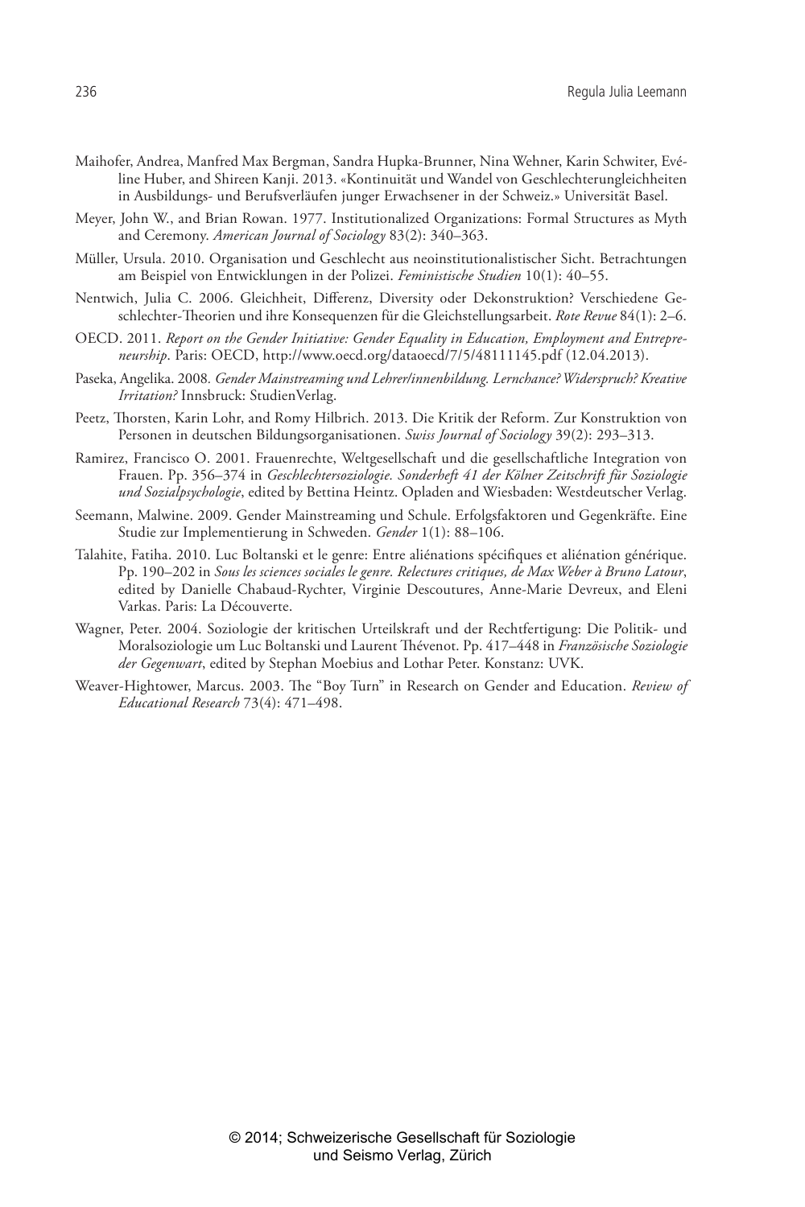Maihofer, Andrea, Manfred Max Bergman, Sandra Hupka-Brunner, Nina Wehner, Karin Schwiter, Evéline Huber, and Shireen Kanji. 2013. «Kontinuität und Wandel von Geschlechterungleichheiten in Ausbildungs- und Berufsverläufen junger Erwachsener in der Schweiz.» Universität Basel.

Meyer, John W., and Brian Rowan. 1977. Institutionalized Organizations: Formal Structures as Myth and Ceremony. *American Journal of Sociology* 83(2): 340–363.

Müller, Ursula. 2010. Organisation und Geschlecht aus neoinstitutionalistischer Sicht. Betrachtungen am Beispiel von Entwicklungen in der Polizei. *Feministische Studien* 10(1): 40–55.

Nentwich, Julia C. 2006. Gleichheit, Differenz, Diversity oder Dekonstruktion? Verschiedene Geschlechter-Theorien und ihre Konsequenzen für die Gleichstellungsarbeit. *Rote Revue* 84(1): 2–6.

OECD. 2011. *Report on the Gender Initiative: Gender Equality in Education, Employment and Entrepreneurship*. Paris: OECD, http://www.oecd.org/dataoecd/7/5/48111145.pdf (12.04.2013).

Paseka, Angelika. 2008. *Gender Mainstreaming und Lehrer/innenbildung. Lernchance? Widerspruch? Kreative Irritation?* Innsbruck: StudienVerlag.

Peetz, Thorsten, Karin Lohr, and Romy Hilbrich. 2013. Die Kritik der Reform. Zur Konstruktion von Personen in deutschen Bildungsorganisationen. *Swiss Journal of Sociology* 39(2): 293–313.

Ramirez, Francisco O. 2001. Frauenrechte, Weltgesellschaft und die gesellschaftliche Integration von Frauen. Pp. 356–374 in *Geschlechtersoziologie. Sonderheft 41 der Kölner Zeitschrift für Soziologie und Sozialpsychologie*, edited by Bettina Heintz. Opladen and Wiesbaden: Westdeutscher Verlag.

Seemann, Malwine. 2009. Gender Mainstreaming und Schule. Erfolgsfaktoren und Gegenkräfte. Eine Studie zur Implementierung in Schweden. *Gender* 1(1): 88–106.

Talahite, Fatiha. 2010. Luc Boltanski et le genre: Entre aliénations spécifiques et aliénation générique. Pp. 190–202 in *Sous les sciences sociales le genre. Relectures critiques, de Max Weber à Bruno Latour*, edited by Danielle Chabaud-Rychter, Virginie Descoutures, Anne-Marie Devreux, and Eleni Varkas. Paris: La Découverte.

Wagner, Peter. 2004. Soziologie der kritischen Urteilskraft und der Rechtfertigung: Die Politik- und Moralsoziologie um Luc Boltanski und Laurent Thévenot. Pp. 417–448 in *Französische Soziologie der Gegenwart*, edited by Stephan Moebius and Lothar Peter. Konstanz: UVK.

Weaver-Hightower, Marcus. 2003. The "Boy Turn" in Research on Gender and Education. *Review of Educational Research* 73(4): 471–498.

© 2014; Schweizerische Gesellschaft für Soziologie und Seismo Verlag, Zürich